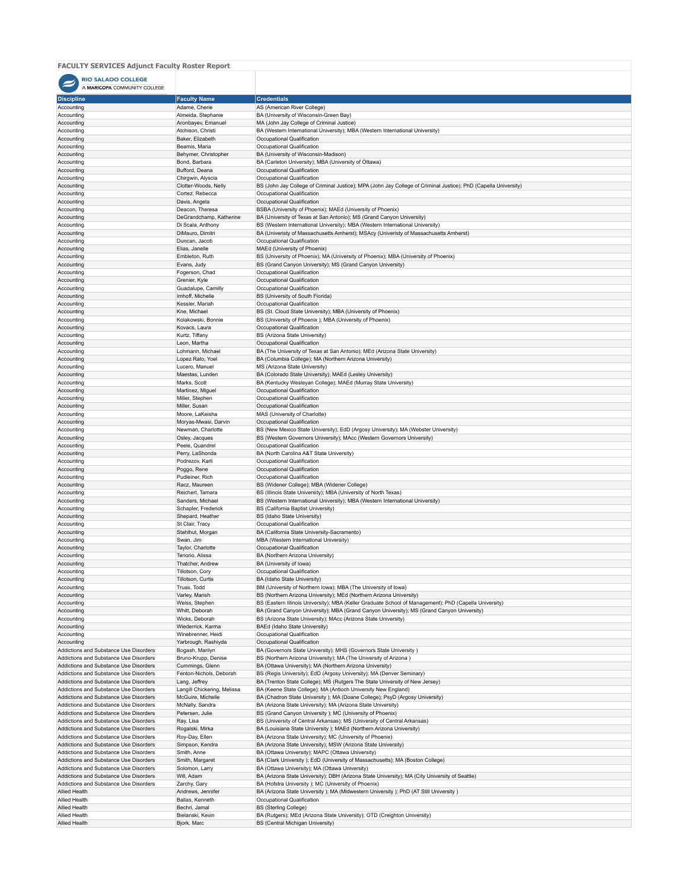# FACULTY SERVICES Adjunct Faculty Roster Report

RIO SALADO COLLEGE
A **MARICOPA** COMMUNITY COLLEGE

| Discipline | Faculty Name | Credentials |
|---|---|---|
| Accounting | Adame, Cherie | AS (American River College) |
| Accounting | Almeida, Stephanie | BA (University of Wisconsin-Green Bay) |
| Accounting | Aronbayev, Emanuel | MA (John Jay College of Criminal Justice) |
| Accounting | Atchison, Christi | BA (Western International University); MBA (Western International University) |
| Accounting | Baker, Elizabeth | Occupational Qualification |
| Accounting | Beamis, Maria | Occupational Qualification |
| Accounting | Behymer, Christopher | BA (University of Wisconsin-Madison) |
| Accounting | Bond, Barbara | BA (Carleton University); MBA (University of Ottawa) |
| Accounting | Bufford, Deana | Occupational Qualification |
| Accounting | Chirgwin, Alyscia | Occupational Qualification |
| Accounting | Clotter-Woods, Nelly | BS (John Jay College of Criminal Justice); MPA (John Jay College of Criminal Justice); PhD (Capella University) |
| Accounting | Cortez, Rebecca | Occupational Qualification |
| Accounting | Davis, Angela | Occupational Qualification |
| Accounting | Deacon, Theresa | BSBA (University of Phoenix); MAEd (University of Phoenix) |
| Accounting | DeGrandchamp, Katherine | BA (University of Texas at San Antonio); MS (Grand Canyon University) |
| Accounting | Di Scala, Anthony | BS (Western International University); MBA (Western International University) |
| Accounting | DiMauro, Dimitri | BA (Univeristy of Massachusetts Amherst); MSAcy (Univeristy of Massachusetts Amherst) |
| Accounting | Duncan, Jacob | Occupational Qualification |
| Accounting | Elias, Janelle | MAEd (University of Phoenix) |
| Accounting | Embleton, Ruth | BS (University of Phoenix); MA (University of Phoenix); MBA (University of Phoenix) |
| Accounting | Evans, Judy | BS (Grand Canyon University); MS (Grand Canyon University) |
| Accounting | Fogerson, Chad | Occupational Qualification |
| Accounting | Grenier, Kyle | Occupational Qualification |
| Accounting | Guadalupe, Camilly | Occupational Qualification |
| Accounting | Imhoff, Michelle | BS (University of South Florida) |
| Accounting | Kessler, Mariah | Occupational Qualification |
| Accounting | Kne, Michael | BS (St. Cloud State University); MBA (University of Phoenix) |
| Accounting | Kolakowski, Bonnie | BS (University of Phoenix ); MBA (University of Phoenix) |
| Accounting | Kovacs, Laura | Occupational Qualification |
| Accounting | Kurtz, Tiffany | BS (Arizona State University) |
| Accounting | Leon, Martha | Occupational Qualification |
| Accounting | Lohmann, Michael | BA (The University of Texas at San Antonio); MEd (Arizona State University) |
| Accounting | Lopez Rato, Yoel | BA (Columbia College); MA (Northern Arizona University) |
| Accounting | Lucero, Manuel | MS (Arizona State University) |
| Accounting | Maestas, Lunden | BA (Colorado State University); MAEd (Lesley University) |
| Accounting | Marks, Scott | BA (Kentucky Wesleyan College); MAEd (Murray State University) |
| Accounting | Martinez, Miguel | Occupational Qualification |
| Accounting | Miller, Stephen | Occupational Qualification |
| Accounting | Miller, Susan | Occupational Qualification |
| Accounting | Moore, LaKeisha | MAS (University of Charlotte) |
| Accounting | Moryas-Mwasi, Darvin | Occupational Qualification |
| Accounting | Newman, Charlotte | BS (New Mexico State University); EdD (Argosy University); MA (Webster University) |
| Accounting | Osley, Jacques | BS (Western Governors University); MAcc (Western Governors University) |
| Accounting | Peele, Quandrel | Occupational Qualification |
| Accounting | Perry, LaShonda | BA (North Carolina A&T State University) |
| Accounting | Podrezov, Karli | Occupational Qualification |
| Accounting | Poggo, Rene | Occupational Qualification |
| Accounting | Pudleiner, Rich | Occupational Qualification |
| Accounting | Racz, Maureen | BS (Widener College); MBA (Widener College) |
| Accounting | Reichert, Tamara | BS (Illinois State University); MBA (University of North Texas) |
| Accounting | Sanders, Michael | BS (Western International University); MBA (Western International University) |
| Accounting | Schapler, Frederick | BS (California Baptist University) |
| Accounting | Shepard, Heather | BS (Idaho State University) |
| Accounting | St Clair, Tracy | Occupational Qualification |
| Accounting | Stahlhut, Morgan | BA (California State University-Sacramento) |
| Accounting | Swan, Jim | MBA (Western International University) |
| Accounting | Taylor, Charlotte | Occupational Qualification |
| Accounting | Tenorio, Alissa | BA (Northern Arizona University) |
| Accounting | Thatcher, Andrew | BA (University of Iowa) |
| Accounting | Tillotson, Cory | Occupational Qualification |
| Accounting | Tillotson, Curtis | BA (Idaho State University) |
| Accounting | Truax, Todd | BM (University of Northern Iowa); MBA (The University of Iowa) |
| Accounting | Varley, Marish | BS (Northern Arizona University); MEd (Northern Arizona University) |
| Accounting | Weiss, Stephen | BS (Eastern Illinois University); MBA (Keller Graduate School of Management); PhD (Capella University) |
| Accounting | Whitt, Deborah | BA (Grand Canyon University); MBA (Grand Canyon University); MS (Grand Canyon University) |
| Accounting | Wicks, Deborah | BS (Arizona State University); MAcc (Arizona State University) |
| Accounting | Wiederrick, Karma | BAEd (Idaho State University) |
| Accounting | Winebrenner, Heidi | Occupational Qualification |
| Accounting | Yarbrough, Rashiyda | Occupational Qualification |
| Addictions and Substance Use Disorders | Bogash, Marilyn | BA (Governors State University); MHS (Governors State University ) |
| Addictions and Substance Use Disorders | Bruno-Krupp, Denise | BS (Northern Arizona University); MA (The University of Arizona ) |
| Addictions and Substance Use Disorders | Cummings, Glenn | BA (Ottawa University); MA (Northern Arizona University) |
| Addictions and Substance Use Disorders | Fenton-Nichols, Deborah | BS (Regis University); EdD (Argosy University); MA (Denver Seminary) |
| Addictions and Substance Use Disorders | Lang, Jeffrey | BA (Trenton State College); MS (Rutgers The State University of New Jersey) |
| Addictions and Substance Use Disorders | Langill Chickering, Melissa | BA (Keene State College); MA (Antioch University New England) |
| Addictions and Substance Use Disorders | McGuire, Michelle | BA (Chadron State University ); MA (Doane College); PsyD (Argosy University) |
| Addictions and Substance Use Disorders | McNally, Sandra | BA (Arizona State University); MA (Arizona State University) |
| Addictions and Substance Use Disorders | Petersen, Julie | BS (Grand Canyon University ); MC (University of Phoenix) |
| Addictions and Substance Use Disorders | Ray, Lisa | BS (University of Central Arkansas); MS (University of Central Arkansas) |
| Addictions and Substance Use Disorders | Rogalski, Mirka | BA (Louisiana State University ); MAEd (Northern Arizona University) |
| Addictions and Substance Use Disorders | Roy-Day, Ellen | BA (Arizona State University); MC (University of Phoenix) |
| Addictions and Substance Use Disorders | Simpson, Kendra | BA (Arizona State University); MSW (Arizona State University) |
| Addictions and Substance Use Disorders | Smith, Anne | BA (Ottawa University); MAPC (Ottawa University) |
| Addictions and Substance Use Disorders | Smith, Margaret | BA (Clark University ); EdD (University of Massachusetts); MA (Boston College) |
| Addictions and Substance Use Disorders | Solomon, Larry | BA (Ottawa University); MA (Ottawa University) |
| Addictions and Substance Use Disorders | Will, Adam | BA (Arizona State University); DBH (Arizona State University); MA (City University of Seattle) |
| Addictions and Substance Use Disorders | Zarchy, Gary | BA (Hofstra University ); MC (University of Phoenix) |
| Allied Health | Andrews, Jennifer | BA (Arizona State University ); MA (Midwestern University ); PhD (AT Still University ) |
| Allied Health | Ballas, Kenneth | Occupational Qualification |
| Allied Health | Bechri, Jamal | BS (Sterling College) |
| Allied Health | Bielanski, Kevin | BA (Rutgers); MEd (Arizona State University); OTD (Creighton University) |
| Allied Health | Bjork, Marc | BS (Central Michigan University) |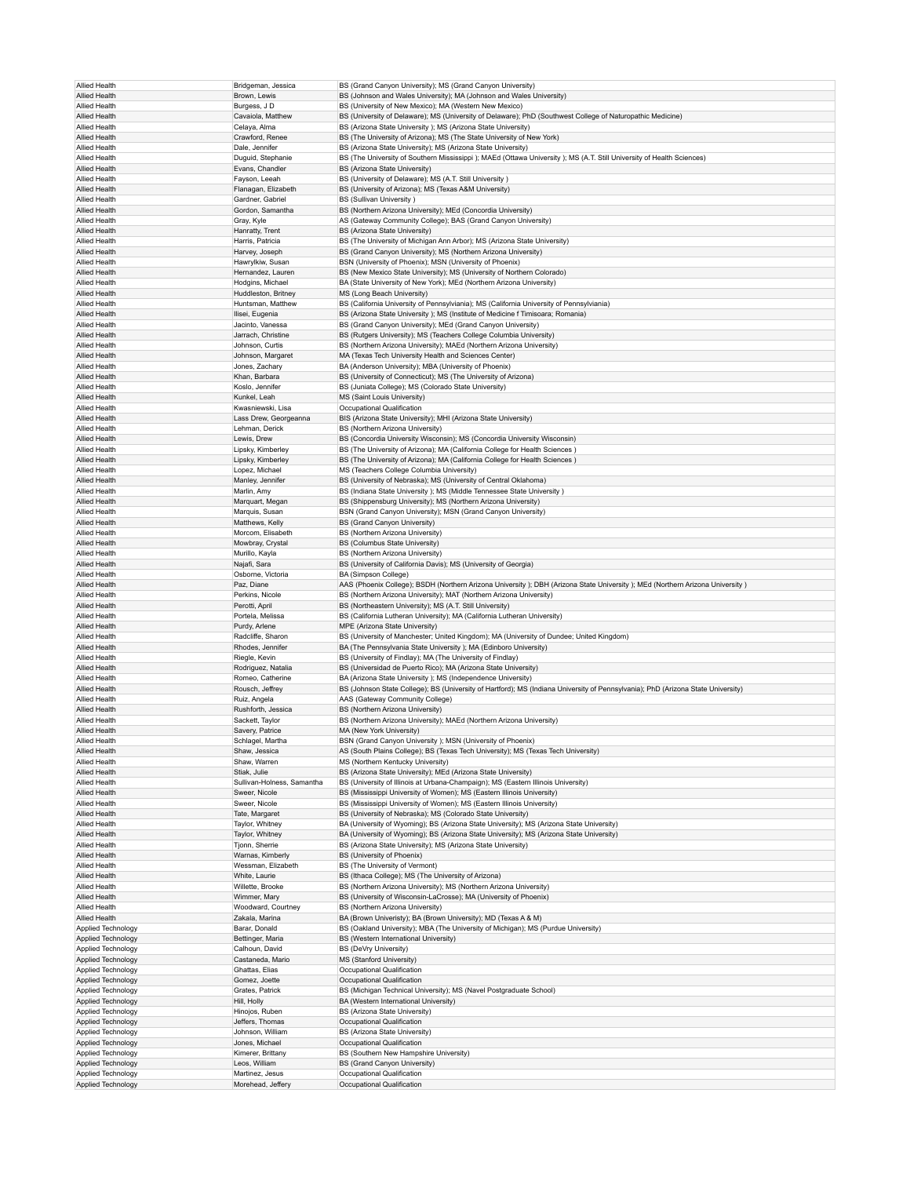| | | |
|---|---|---|
| Allied Health | Bridgeman, Jessica | BS (Grand Canyon University); MS (Grand Canyon University) |
| Allied Health | Brown, Lewis | BS (Johnson and Wales University); MA (Johnson and Wales University) |
| Allied Health | Burgess, J D | BS (University of New Mexico); MA (Western New Mexico) |
| Allied Health | Cavaiola, Matthew | BS (University of Delaware); MS (University of Delaware); PhD (Southwest College of Naturopathic Medicine) |
| Allied Health | Celaya, Alma | BS (Arizona State University ); MS (Arizona State University) |
| Allied Health | Crawford, Renee | BS (The University of Arizona); MS (The State University of New York) |
| Allied Health | Dale, Jennifer | BS (Arizona State University); MS (Arizona State University) |
| Allied Health | Duguid, Stephanie | BS (The University of Southern Mississippi ); MAEd (Ottawa University ); MS (A.T. Still University of Health Sciences) |
| Allied Health | Evans, Chandler | BS (Arizona State University) |
| Allied Health | Fayson, Leeah | BS (University of Delaware); MS (A.T. Still University ) |
| Allied Health | Flanagan, Elizabeth | BS (University of Arizona); MS (Texas A&M University) |
| Allied Health | Gardner, Gabriel | BS (Sullivan University ) |
| Allied Health | Gordon, Samantha | BS (Northern Arizona University); MEd (Concordia University) |
| Allied Health | Gray, Kyle | AS (Gateway Community College); BAS (Grand Canyon University) |
| Allied Health | Hanratty, Trent | BS (Arizona State University) |
| Allied Health | Harris, Patricia | BS (The University of Michigan Ann Arbor); MS (Arizona State University) |
| Allied Health | Harvey, Joseph | BS (Grand Canyon University); MS (Northern Arizona University) |
| Allied Health | Hawrylkiw, Susan | BSN (University of Phoenix); MSN (University of Phoenix) |
| Allied Health | Hernandez, Lauren | BS (New Mexico State University); MS (University of Northern Colorado) |
| Allied Health | Hodgins, Michael | BA (State University of New York); MEd (Northern Arizona University) |
| Allied Health | Huddleston, Britney | MS (Long Beach University) |
| Allied Health | Huntsman, Matthew | BS (California University of Pennsylviania); MS (California University of Pennsylviania) |
| Allied Health | Ilisei, Eugenia | BS (Arizona State University ); MS (Institute of Medicine f Timisoara; Romania) |
| Allied Health | Jacinto, Vanessa | BS (Grand Canyon University); MEd (Grand Canyon University) |
| Allied Health | Jarrach, Christine | BS (Rutgers University); MS (Teachers College Columbia University) |
| Allied Health | Johnson, Curtis | BS (Northern Arizona University); MAEd (Northern Arizona University) |
| Allied Health | Johnson, Margaret | MA (Texas Tech University Health and Sciences Center) |
| Allied Health | Jones, Zachary | BA (Anderson University); MBA (University of Phoenix) |
| Allied Health | Khan, Barbara | BS (University of Connecticut); MS (The University of Arizona) |
| Allied Health | Koslo, Jennifer | BS (Juniata College); MS (Colorado State University) |
| Allied Health | Kunkel, Leah | MS (Saint Louis University) |
| Allied Health | Kwasniewski, Lisa | Occupational Qualification |
| Allied Health | Lass Drew, Georgeanna | BIS (Arizona State University); MHI (Arizona State University) |
| Allied Health | Lehman, Derick | BS (Northern Arizona University) |
| Allied Health | Lewis, Drew | BS (Concordia University Wisconsin); MS (Concordia University Wisconsin) |
| Allied Health | Lipsky, Kimberley | BS (The University of Arizona); MA (California College for Health Sciences ) |
| Allied Health | Lipsky, Kimberley | BS (The University of Arizona); MA (California College for Health Sciences ) |
| Allied Health | Lopez, Michael | MS (Teachers College Columbia University) |
| Allied Health | Manley, Jennifer | BS (University of Nebraska); MS (University of Central Oklahoma) |
| Allied Health | Marlin, Amy | BS (Indiana State University ); MS (Middle Tennessee State University ) |
| Allied Health | Marquart, Megan | BS (Shippensburg University); MS (Northern Arizona University) |
| Allied Health | Marquis, Susan | BSN (Grand Canyon University); MSN (Grand Canyon University) |
| Allied Health | Matthews, Kelly | BS (Grand Canyon University) |
| Allied Health | Morcom, Elisabeth | BS (Northern Arizona University) |
| Allied Health | Mowbray, Crystal | BS (Columbus State University) |
| Allied Health | Murillo, Kayla | BS (Northern Arizona University) |
| Allied Health | Najafi, Sara | BS (University of California Davis); MS (University of Georgia) |
| Allied Health | Osborne, Victoria | BA (Simpson College) |
| Allied Health | Paz, Diane | AAS (Phoenix College); BSDH (Northern Arizona University ); DBH (Arizona State University ); MEd (Northern Arizona University ) |
| Allied Health | Perkins, Nicole | BS (Northern Arizona University); MAT (Northern Arizona University) |
| Allied Health | Perotti, April | BS (Northeastern University); MS (A.T. Still University) |
| Allied Health | Portela, Melissa | BS (California Lutheran University); MA (California Lutheran University) |
| Allied Health | Purdy, Arlene | MPE (Arizona State University) |
| Allied Health | Radcliffe, Sharon | BS (University of Manchester; United Kingdom); MA (University of Dundee; United Kingdom) |
| Allied Health | Rhodes, Jennifer | BA (The Pennsylvania State University ); MA (Edinboro University) |
| Allied Health | Riegle, Kevin | BS (University of Findlay); MA (The University of Findlay) |
| Allied Health | Rodriguez, Natalia | BS (Universidad de Puerto Rico); MA (Arizona State University) |
| Allied Health | Romeo, Catherine | BA (Arizona State University ); MS (Independence University) |
| Allied Health | Rousch, Jeffrey | BS (Johnson State College); BS (University of Hartford); MS (Indiana University of Pennsylvania); PhD (Arizona State University) |
| Allied Health | Ruiz, Angela | AAS (Gateway Community College) |
| Allied Health | Rushforth, Jessica | BS (Northern Arizona University) |
| Allied Health | Sackett, Taylor | BS (Northern Arizona University); MAEd (Northern Arizona University) |
| Allied Health | Savery, Patrice | MA (New York University) |
| Allied Health | Schlagel, Martha | BSN (Grand Canyon University ); MSN (University of Phoenix) |
| Allied Health | Shaw, Jessica | AS (South Plains College); BS (Texas Tech University); MS (Texas Tech University) |
| Allied Health | Shaw, Warren | MS (Northern Kentucky University) |
| Allied Health | Stiak, Julie | BS (Arizona State University); MEd (Arizona State University) |
| Allied Health | Sullivan-Holness, Samantha | BS (University of Illinois at Urbana-Champaign); MS (Eastern Illinois University) |
| Allied Health | Sweer, Nicole | BS (Mississippi University of Women); MS (Eastern Illinois University) |
| Allied Health | Sweer, Nicole | BS (Mississippi University of Women); MS (Eastern Illinois University) |
| Allied Health | Tate, Margaret | BS (University of Nebraska); MS (Colorado State University) |
| Allied Health | Taylor, Whitney | BA (University of Wyoming); BS (Arizona State University); MS (Arizona State University) |
| Allied Health | Taylor, Whitney | BA (University of Wyoming); BS (Arizona State University); MS (Arizona State University) |
| Allied Health | Tjonn, Sherrie | BS (Arizona State University); MS (Arizona State University) |
| Allied Health | Warnas, Kimberly | BS (University of Phoenix) |
| Allied Health | Wessman, Elizabeth | BS (The University of Vermont) |
| Allied Health | White, Laurie | BS (Ithaca College); MS (The University of Arizona) |
| Allied Health | Willette, Brooke | BS (Northern Arizona University); MS (Northern Arizona University) |
| Allied Health | Wimmer, Mary | BS (University of Wisconsin-LaCrosse); MA (University of Phoenix) |
| Allied Health | Woodward, Courtney | BS (Northern Arizona University) |
| Allied Health | Zakala, Marina | BA (Brown Univeristy); BA (Brown University); MD (Texas A & M) |
| Applied Technology | Barar, Donald | BS (Oakland University); MBA (The University of Michigan); MS (Purdue University) |
| Applied Technology | Bettinger, Maria | BS (Western International University) |
| Applied Technology | Calhoun, David | BS (DeVry University) |
| Applied Technology | Castaneda, Mario | MS (Stanford University) |
| Applied Technology | Ghattas, Elias | Occupational Qualification |
| Applied Technology | Gomez, Joette | Occupational Qualification |
| Applied Technology | Grates, Patrick | BS (Michigan Technical University); MS (Navel Postgraduate School) |
| Applied Technology | Hill, Holly | BA (Western International University) |
| Applied Technology | Hinojos, Ruben | BS (Arizona State University) |
| Applied Technology | Jeffers, Thomas | Occupational Qualification |
| Applied Technology | Johnson, William | BS (Arizona State University) |
| Applied Technology | Jones, Michael | Occupational Qualification |
| Applied Technology | Kimerer, Brittany | BS (Southern New Hampshire University) |
| Applied Technology | Leos, William | BS (Grand Canyon University) |
| Applied Technology | Martinez, Jesus | Occupational Qualification |
| Applied Technology | Morehead, Jeffery | Occupational Qualification |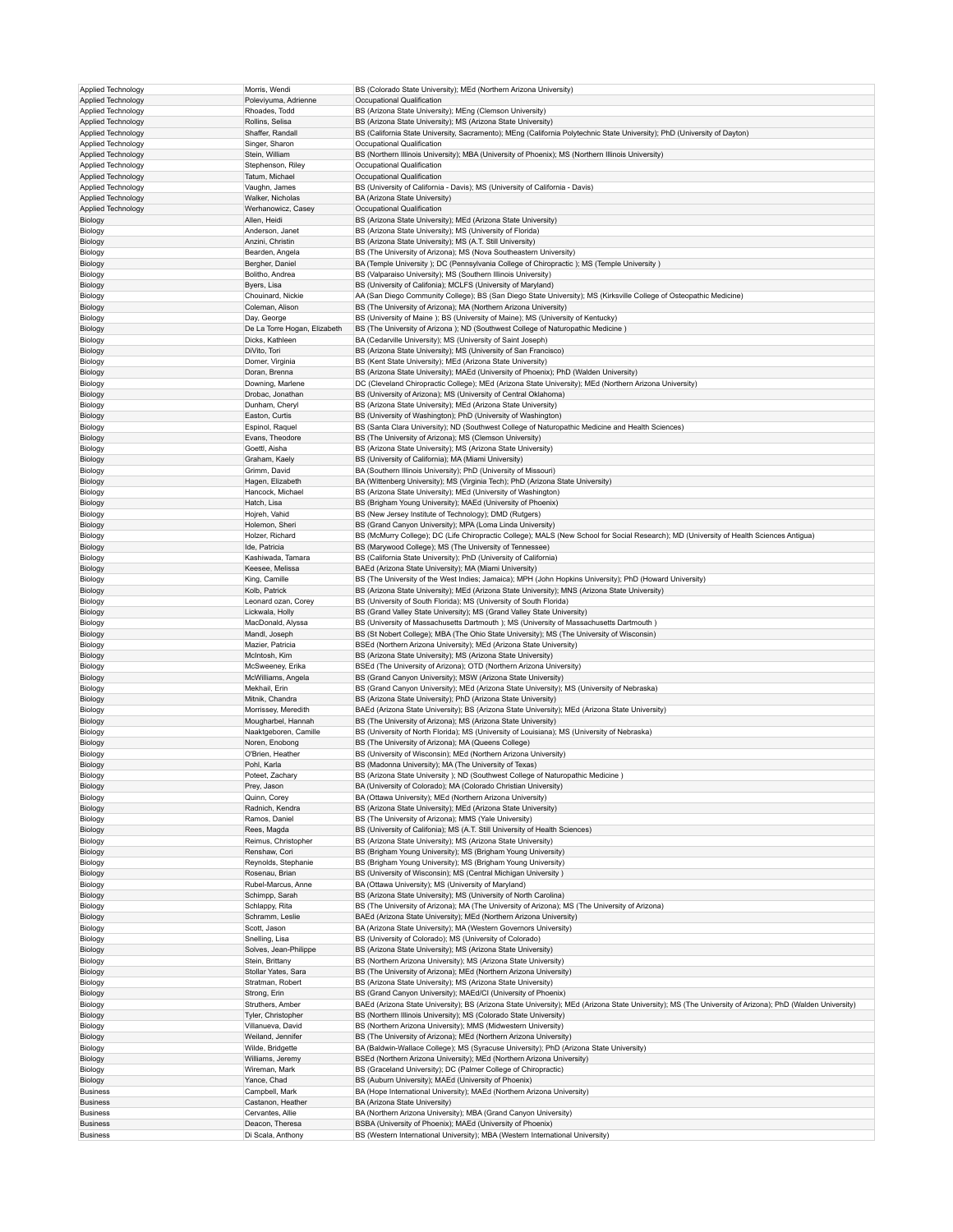| | | |
|---|---|---|
| Applied Technology | Morris, Wendi | BS (Colorado State University); MEd (Northern Arizona University) |
| Applied Technology | Poleviyuma, Adrienne | Occupational Qualification |
| Applied Technology | Rhoades, Todd | BS (Arizona State University); MEng (Clemson University) |
| Applied Technology | Rollins, Selisa | BS (Arizona State University); MS (Arizona State University) |
| Applied Technology | Shaffer, Randall | BS (California State University, Sacramento); MEng (California Polytechnic State University); PhD (University of Dayton) |
| Applied Technology | Singer, Sharon | Occupational Qualification |
| Applied Technology | Stein, William | BS (Northern Illinois University); MBA (University of Phoenix); MS (Northern Illinois University) |
| Applied Technology | Stephenson, Riley | Occupational Qualification |
| Applied Technology | Tatum, Michael | Occupational Qualification |
| Applied Technology | Vaughn, James | BS (University of California - Davis); MS (University of California - Davis) |
| Applied Technology | Walker, Nicholas | BA (Arizona State University) |
| Applied Technology | Werhanowicz, Casey | Occupational Qualification |
| Biology | Allen, Heidi | BS (Arizona State University); MEd (Arizona State University) |
| Biology | Anderson, Janet | BS (Arizona State University); MS (University of Florida) |
| Biology | Anzini, Christin | BS (Arizona State University); MS (A.T. Still University) |
| Biology | Bearden, Angela | BS (The University of Arizona); MS (Nova Southeastern University) |
| Biology | Bergher, Daniel | BA (Temple University ); DC (Pennsylvania College of Chiropractic ); MS (Temple University ) |
| Biology | Bolitho, Andrea | BS (Valparaiso University); MS (Southern Illinois University) |
| Biology | Byers, Lisa | BS (University of Califonia); MCLFS (University of Maryland) |
| Biology | Chouinard, Nickie | AA (San Diego Community College); BS (San Diego State University); MS (Kirksville College of Osteopathic Medicine) |
| Biology | Coleman, Alison | BS (The University of Arizona); MA (Northern Arizona University) |
| Biology | Day, George | BS (University of Maine ); BS (University of Maine); MS (University of Kentucky) |
| Biology | De La Torre Hogan, Elizabeth | BS (The University of Arizona ); ND (Southwest College of Naturopathic Medicine ) |
| Biology | Dicks, Kathleen | BA (Cedarville University); MS (University of Saint Joseph) |
| Biology | DiVito, Tori | BS (Arizona State University); MS (University of San Francisco) |
| Biology | Domer, Virginia | BS (Kent State University); MEd (Arizona State University) |
| Biology | Doran, Brenna | BS (Arizona State University); MAEd (University of Phoenix); PhD (Walden University) |
| Biology | Downing, Marlene | DC (Cleveland Chiropractic College); MEd (Arizona State University); MEd (Northern Arizona University) |
| Biology | Drobac, Jonathan | BS (University of Arizona); MS (University of Central Oklahoma) |
| Biology | Dunham, Cheryl | BS (Arizona State University); MEd (Arizona State University) |
| Biology | Easton, Curtis | BS (University of Washington); PhD (University of Washington) |
| Biology | Espinol, Raquel | BS (Santa Clara University); ND (Southwest College of Naturopathic Medicine and Health Sciences) |
| Biology | Evans, Theodore | BS (The University of Arizona); MS (Clemson University) |
| Biology | Goettl, Aisha | BS (Arizona State University); MS (Arizona State University) |
| Biology | Graham, Kaely | BS (University of California); MA (Miami University) |
| Biology | Grimm, David | BA (Southern Illinois University); PhD (University of Missouri) |
| Biology | Hagen, Elizabeth | BA (Wittenberg University); MS (Virginia Tech); PhD (Arizona State University) |
| Biology | Hancock, Michael | BS (Arizona State University); MEd (University of Washington) |
| Biology | Hatch, Lisa | BS (Brigham Young University); MAEd (University of Phoenix) |
| Biology | Hojreh, Vahid | BS (New Jersey Institute of Technology); DMD (Rutgers) |
| Biology | Holemon, Sheri | BS (Grand Canyon University); MPA (Loma Linda University) |
| Biology | Holzer, Richard | BS (McMurry College); DC (Life Chiropractic College); MALS (New School for Social Research); MD (University of Health Sciences Antigua) |
| Biology | Ide, Patricia | BS (Marywood College); MS (The University of Tennessee) |
| Biology | Kashiwada, Tamara | BS (California State University); PhD (University of California) |
| Biology | Keesee, Melissa | BAEd (Arizona State University); MA (Miami University) |
| Biology | King, Camille | BS (The University of the West Indies; Jamaica); MPH (John Hopkins University); PhD (Howard University) |
| Biology | Kolb, Patrick | BS (Arizona State University); MEd (Arizona State University); MNS (Arizona State University) |
| Biology | Leonard ozan, Corey | BS (University of South Florida); MS (University of South Florida) |
| Biology | Lickwala, Holly | BS (Grand Valley State University); MS (Grand Valley State University) |
| Biology | MacDonald, Alyssa | BS (University of Massachusetts Dartmouth ); MS (University of Massachusetts Dartmouth ) |
| Biology | Mandl, Joseph | BS (St Nobert College); MBA (The Ohio State University); MS (The University of Wisconsin) |
| Biology | Mazier, Patricia | BSEd (Northern Arizona University); MEd (Arizona State University) |
| Biology | McIntosh, Kim | BS (Arizona State University); MS (Arizona State University) |
| Biology | McSweeney, Erika | BSEd (The University of Arizona); OTD (Northern Arizona University) |
| Biology | McWilliams, Angela | BS (Grand Canyon University); MSW (Arizona State University) |
| Biology | Mekhail, Erin | BS (Grand Canyon University); MEd (Arizona State University); MS (University of Nebraska) |
| Biology | Mitnik, Chandra | BS (Arizona State University); PhD (Arizona State University) |
| Biology | Morrissey, Meredith | BAEd (Arizona State University); BS (Arizona State University); MEd (Arizona State University) |
| Biology | Mougharbel, Hannah | BS (The University of Arizona); MS (Arizona State University) |
| Biology | Naaktgeboren, Camille | BS (University of North Florida); MS (University of Louisiana); MS (University of Nebraska) |
| Biology | Noren, Enobong | BS (The University of Arizona); MA (Queens College) |
| Biology | O'Brien, Heather | BS (University of Wisconsin); MEd (Northern Arizona University) |
| Biology | Pohl, Karla | BS (Madonna University); MA (The University of Texas) |
| Biology | Poteet, Zachary | BS (Arizona State University ); ND (Southwest College of Naturopathic Medicine ) |
| Biology | Prey, Jason | BA (University of Colorado); MA (Colorado Christian University) |
| Biology | Quinn, Corey | BA (Ottawa University); MEd (Northern Arizona University) |
| Biology | Radnich, Kendra | BS (Arizona State University); MEd (Arizona State University) |
| Biology | Ramos, Daniel | BS (The University of Arizona); MMS (Yale University) |
| Biology | Rees, Magda | BS (University of Califonia); MS (A.T. Still University of Health Sciences) |
| Biology | Reimus, Christopher | BS (Arizona State University); MS (Arizona State University) |
| Biology | Renshaw, Cori | BS (Brigham Young University); MS (Brigham Young University) |
| Biology | Reynolds, Stephanie | BS (Brigham Young University); MS (Brigham Young University) |
| Biology | Rosenau, Brian | BS (University of Wisconsin); MS (Central Michigan University ) |
| Biology | Rubel-Marcus, Anne | BA (Ottawa University); MS (University of Maryland) |
| Biology | Schimpp, Sarah | BS (Arizona State University); MS (University of North Carolina) |
| Biology | Schlappy, Rita | BS (The University of Arizona); MA (The University of Arizona); MS (The University of Arizona) |
| Biology | Schramm, Leslie | BAEd (Arizona State University); MEd (Northern Arizona University) |
| Biology | Scott, Jason | BA (Arizona State University); MA (Western Governors University) |
| Biology | Snelling, Lisa | BS (University of Colorado); MS (University of Colorado) |
| Biology | Solves, Jean-Philippe | BS (Arizona State University); MS (Arizona State University) |
| Biology | Stein, Brittany | BS (Northern Arizona University); MS (Arizona State University) |
| Biology | Stollar Yates, Sara | BS (The University of Arizona); MEd (Northern Arizona University) |
| Biology | Stratman, Robert | BS (Arizona State University); MS (Arizona State University) |
| Biology | Strong, Erin | BS (Grand Canyon University); MAEd/CI (University of Phoenix) |
| Biology | Struthers, Amber | BAEd (Arizona State University); BS (Arizona State University); MEd (Arizona State University); MS (The University of Arizona); PhD (Walden University) |
| Biology | Tyler, Christopher | BS (Northern Illinois University); MS (Colorado State University) |
| Biology | Villanueva, David | BS (Northern Arizona University); MMS (Midwestern University) |
| Biology | Weiland, Jennifer | BS (The University of Arizona); MEd (Northern Arizona University) |
| Biology | Wilde, Bridgette | BA (Baldwin-Wallace College); MS (Syracuse University); PhD (Arizona State University) |
| Biology | Williams, Jeremy | BSEd (Northern Arizona University); MEd (Northern Arizona University) |
| Biology | Wireman, Mark | BS (Graceland University); DC (Palmer College of Chiropractic) |
| Biology | Yance, Chad | BS (Auburn University); MAEd (University of Phoenix) |
| Business | Campbell, Mark | BA (Hope International University); MAEd (Northern Arizona University) |
| Business | Castanon, Heather | BA (Arizona State University) |
| Business | Cervantes, Allie | BA (Northern Arizona University); MBA (Grand Canyon University) |
| Business | Deacon, Theresa | BSBA (University of Phoenix); MAEd (University of Phoenix) |
| Business | Di Scala, Anthony | BS (Western International University); MBA (Western International University) |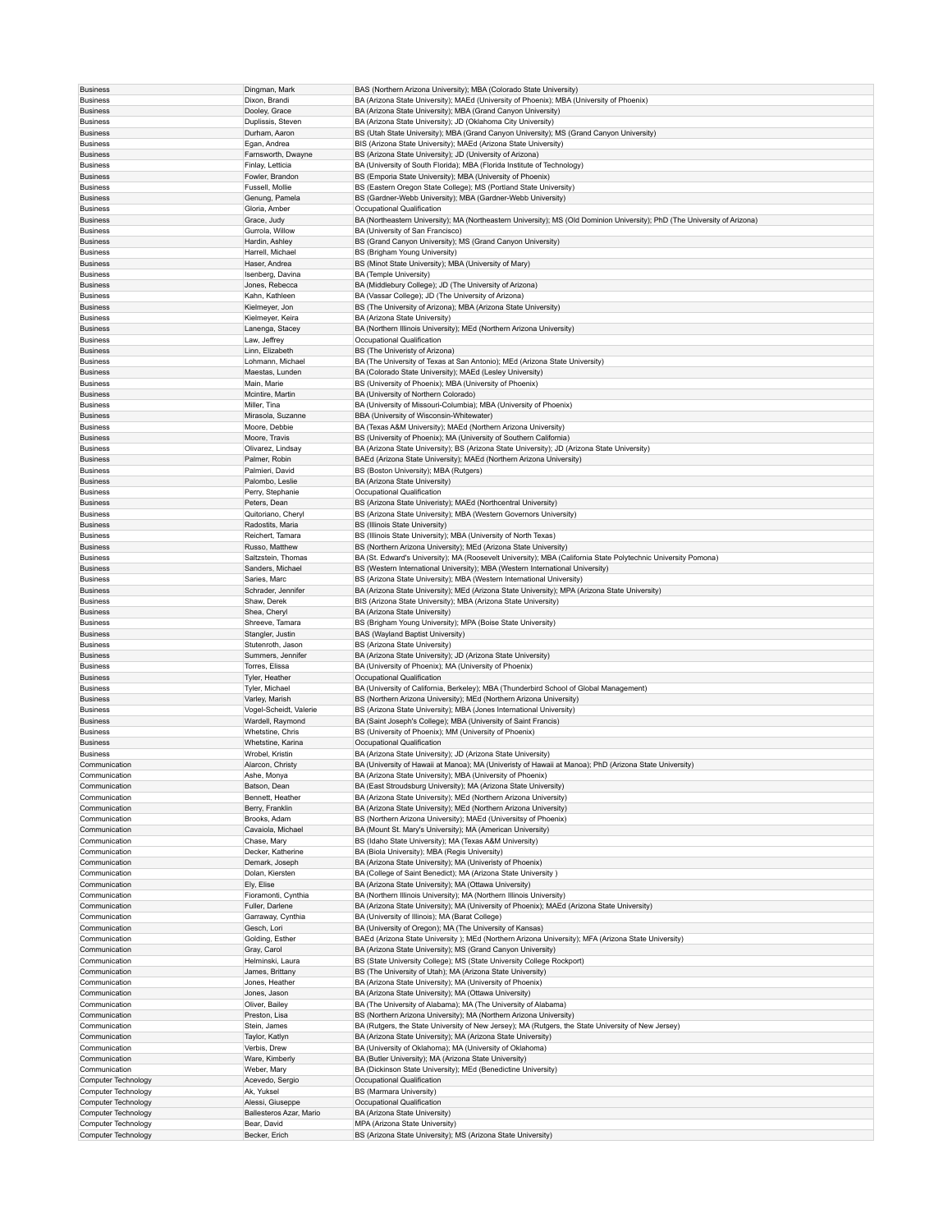| | | |
|---|---|---|
| Business | Dingman, Mark | BAS (Northern Arizona University); MBA (Colorado State University) |
| Business | Dixon, Brandi | BA (Arizona State University); MAEd (University of Phoenix); MBA (University of Phoenix) |
| Business | Dooley, Grace | BA (Arizona State University); MBA (Grand Canyon University) |
| Business | Duplissis, Steven | BA (Arizona State University); JD (Oklahoma City University) |
| Business | Durham, Aaron | BS (Utah State University); MBA (Grand Canyon University); MS (Grand Canyon University) |
| Business | Egan, Andrea | BIS (Arizona State University); MAEd (Arizona State University) |
| Business | Farnsworth, Dwayne | BS (Arizona State University); JD (University of Arizona) |
| Business | Finlay, Letticia | BA (University of South Florida); MBA (Florida Institute of Technology) |
| Business | Fowler, Brandon | BS (Emporia State University); MBA (University of Phoenix) |
| Business | Fussell, Mollie | BS (Eastern Oregon State College); MS (Portland State University) |
| Business | Genung, Pamela | BS (Gardner-Webb University); MBA (Gardner-Webb University) |
| Business | Gloria, Amber | Occupational Qualification |
| Business | Grace, Judy | BA (Northeastern University); MA (Northeastern University); MS (Old Dominion University); PhD (The University of Arizona) |
| Business | Gurrola, Willow | BA (University of San Francisco) |
| Business | Hardin, Ashley | BS (Grand Canyon University); MS (Grand Canyon University) |
| Business | Harrell, Michael | BS (Brigham Young University) |
| Business | Haser, Andrea | BS (Minot State University); MBA (University of Mary) |
| Business | Isenberg, Davina | BA (Temple University) |
| Business | Jones, Rebecca | BA (Middlebury College); JD (The University of Arizona) |
| Business | Kahn, Kathleen | BA (Vassar College); JD (The University of Arizona) |
| Business | Kielmeyer, Jon | BS (The University of Arizona); MBA (Arizona State University) |
| Business | Kielmeyer, Keira | BA (Arizona State University) |
| Business | Lanenga, Stacey | BA (Northern Illinois University); MEd (Northern Arizona University) |
| Business | Law, Jeffrey | Occupational Qualification |
| Business | Linn, Elizabeth | BS (The Univeristy of Arizona) |
| Business | Lohmann, Michael | BA (The University of Texas at San Antonio); MEd (Arizona State University) |
| Business | Maestas, Lunden | BA (Colorado State University); MAEd (Lesley University) |
| Business | Main, Marie | BS (University of Phoenix); MBA (University of Phoenix) |
| Business | Mcintire, Martin | BA (University of Northern Colorado) |
| Business | Miller, Tina | BA (University of Missouri-Columbia); MBA (University of Phoenix) |
| Business | Mirasola, Suzanne | BBA (University of Wisconsin-Whitewater) |
| Business | Moore, Debbie | BA (Texas A&M University); MAEd (Northern Arizona University) |
| Business | Moore, Travis | BS (University of Phoenix); MA (University of Southern California) |
| Business | Olivarez, Lindsay | BA (Arizona State University); BS (Arizona State University); JD (Arizona State University) |
| Business | Palmer, Robin | BAEd (Arizona State University); MAEd (Northern Arizona University) |
| Business | Palmieri, David | BS (Boston University); MBA (Rutgers) |
| Business | Palombo, Leslie | BA (Arizona State University) |
| Business | Perry, Stephanie | Occupational Qualification |
| Business | Peters, Dean | BS (Arizona State University); MAEd (Northcentral University) |
| Business | Quitoriano, Cheryl | BS (Arizona State University); MBA (Western Governors University) |
| Business | Radostits, Maria | BS (Illinois State University) |
| Business | Reichert, Tamara | BS (Illinois State University); MBA (University of North Texas) |
| Business | Russo, Matthew | BS (Northern Arizona University); MEd (Arizona State University) |
| Business | Saltzstein, Thomas | BA (St. Edward's University); MA (Roosevelt University); MBA (California State Polytechnic University Pomona) |
| Business | Sanders, Michael | BS (Western International University); MBA (Western International University) |
| Business | Saries, Marc | BS (Arizona State University); MBA (Western International University) |
| Business | Schrader, Jennifer | BA (Arizona State University); MEd (Arizona State University); MPA (Arizona State University) |
| Business | Shaw, Derek | BIS (Arizona State University); MBA (Arizona State University) |
| Business | Shea, Cheryl | BA (Arizona State University) |
| Business | Shreeve, Tamara | BS (Brigham Young University); MPA (Boise State University) |
| Business | Stangler, Justin | BAS (Wayland Baptist University) |
| Business | Stutenroth, Jason | BS (Arizona State University) |
| Business | Summers, Jennifer | BA (Arizona State University); JD (Arizona State University) |
| Business | Torres, Elissa | BA (University of Phoenix); MA (University of Phoenix) |
| Business | Tyler, Heather | Occupational Qualification |
| Business | Tyler, Michael | BA (University of California, Berkeley); MBA (Thunderbird School of Global Management) |
| Business | Varley, Marish | BS (Northern Arizona University); MEd (Northern Arizona University) |
| Business | Vogel-Scheidt, Valerie | BS (Arizona State University); MBA (Jones International University) |
| Business | Wardell, Raymond | BA (Saint Joseph's College); MBA (University of Saint Francis) |
| Business | Whetstine, Chris | BS (University of Phoenix); MM (University of Phoenix) |
| Business | Whetstine, Karina | Occupational Qualification |
| Business | Wrobel, Kristin | BA (Arizona State University); JD (Arizona State University) |
| Communication | Alarcon, Christy | BA (University of Hawaii at Manoa); MA (Univeristy of Hawaii at Manoa); PhD (Arizona State University) |
| Communication | Ashe, Monya | BA (Arizona State University); MBA (University of Phoenix) |
| Communication | Batson, Dean | BA (East Stroudsburg University); MA (Arizona State University) |
| Communication | Bennett, Heather | BA (Arizona State University); MEd (Northern Arizona University) |
| Communication | Berry, Franklin | BA (Arizona State University); MEd (Northern Arizona University) |
| Communication | Brooks, Adam | BS (Northern Arizona University); MAEd (Universitsy of Phoenix) |
| Communication | Cavaiola, Michael | BA (Mount St. Mary's University); MA (American University) |
| Communication | Chase, Mary | BS (Idaho State University); MA (Texas A&M University) |
| Communication | Decker, Katherine | BA (Biola University); MBA (Regis University) |
| Communication | Demark, Joseph | BA (Arizona State University); MA (Univeristy of Phoenix) |
| Communication | Dolan, Kiersten | BA (College of Saint Benedict); MA (Arizona State University ) |
| Communication | Ely, Elise | BA (Arizona State University); MA (Ottawa University) |
| Communication | Fioramonti, Cynthia | BA (Northern Illinois University); MA (Northern Illinois University) |
| Communication | Fuller, Darlene | BA (Arizona State University); MA (University of Phoenix); MAEd (Arizona State University) |
| Communication | Garraway, Cynthia | BA (University of Illinois); MA (Barat College) |
| Communication | Gesch, Lori | BA (University of Oregon); MA (The University of Kansas) |
| Communication | Golding, Esther | BAEd (Arizona State University ); MEd (Northern Arizona University); MFA (Arizona State University) |
| Communication | Gray, Carol | BA (Arizona State University); MS (Grand Canyon University) |
| Communication | Helminski, Laura | BS (State University College); MS (State University College Rockport) |
| Communication | James, Brittany | BS (The University of Utah); MA (Arizona State University) |
| Communication | Jones, Heather | BA (Arizona State University); MA (University of Phoenix) |
| Communication | Jones, Jason | BA (Arizona State University); MA (Ottawa University) |
| Communication | Oliver, Bailey | BA (The University of Alabama); MA (The University of Alabama) |
| Communication | Preston, Lisa | BS (Northern Arizona University); MA (Northern Arizona University) |
| Communication | Stein, James | BA (Rutgers, the State University of New Jersey); MA (Rutgers, the State University of New Jersey) |
| Communication | Taylor, Katlyn | BA (Arizona State University); MA (Arizona State University) |
| Communication | Verbis, Drew | BA (University of Oklahoma); MA (University of Oklahoma) |
| Communication | Ware, Kimberly | BA (Butler University); MA (Arizona State University) |
| Communication | Weber, Mary | BA (Dickinson State University); MEd (Benedictine University) |
| Computer Technology | Acevedo, Sergio | Occupational Qualification |
| Computer Technology | Ak, Yuksel | BS (Marmara University) |
| Computer Technology | Alessi, Giuseppe | Occupational Qualification |
| Computer Technology | Ballesteros Azar, Mario | BA (Arizona State University) |
| Computer Technology | Bear, David | MPA (Arizona State University) |
| Computer Technology | Becker, Erich | BS (Arizona State University); MS (Arizona State University) |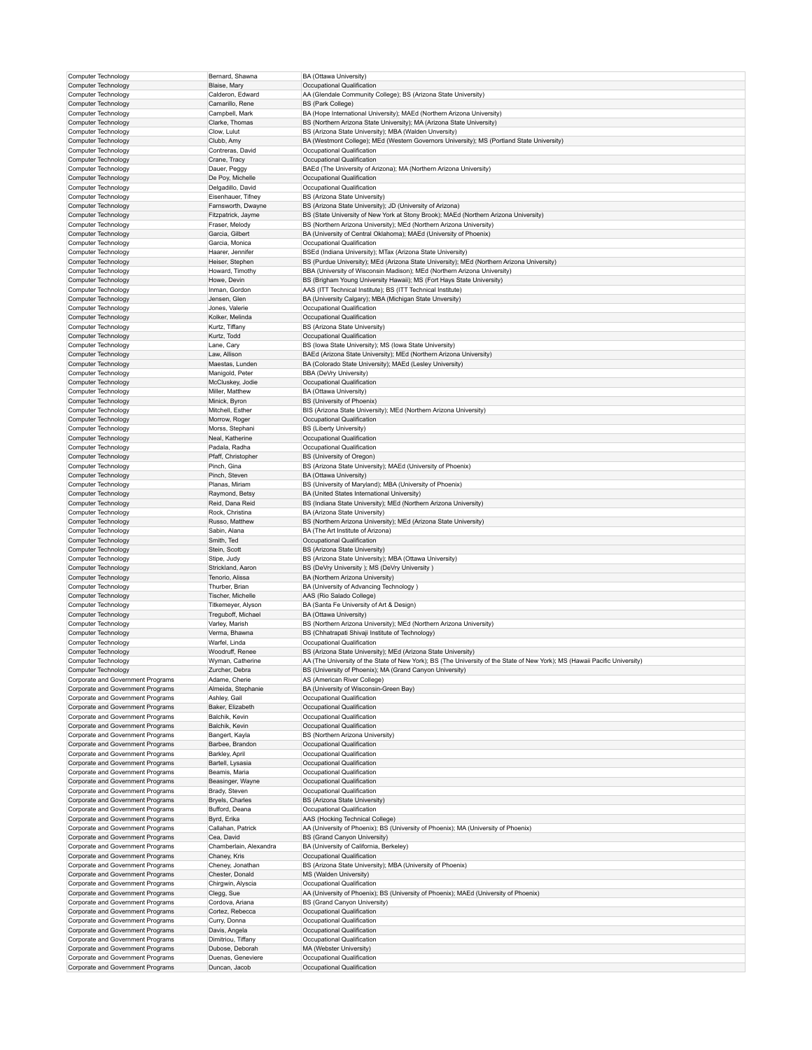| Computer Technology | Bernard, Shawna | BA (Ottawa University) |
|---|---|---|
| Computer Technology | Blaise, Mary | Occupational Qualification |
| Computer Technology | Calderon, Edward | AA (Glendale Community College); BS (Arizona State University) |
| Computer Technology | Camarillo, Rene | BS (Park College) |
| Computer Technology | Campbell, Mark | BA (Hope International University); MAEd (Northern Arizona University) |
| Computer Technology | Clarke, Thomas | BS (Northern Arizona State University); MA (Arizona State University) |
| Computer Technology | Clow, Lulut | BS (Arizona State University); MBA (Walden Unversity) |
| Computer Technology | Clubb, Amy | BA (Westmont College); MEd (Western Governors University); MS (Portland State University) |
| Computer Technology | Contreras, David | Occupational Qualification |
| Computer Technology | Crane, Tracy | Occupational Qualification |
| Computer Technology | Dauer, Peggy | BAEd (The University of Arizona); MA (Northern Arizona University) |
| Computer Technology | De Poy, Michelle | Occupational Qualification |
| Computer Technology | Delgadillo, David | Occupational Qualification |
| Computer Technology | Eisenhauer, Tifney | BS (Arizona State University) |
| Computer Technology | Farnsworth, Dwayne | BS (Arizona State University); JD (University of Arizona) |
| Computer Technology | Fitzpatrick, Jayme | BS (State University of New York at Stony Brook); MAEd (Northern Arizona University) |
| Computer Technology | Fraser, Melody | BS (Northern Arizona University); MEd (Northern Arizona University) |
| Computer Technology | Garcia, Gilbert | BA (University of Central Oklahoma); MAEd (University of Phoenix) |
| Computer Technology | Garcia, Monica | Occupational Qualification |
| Computer Technology | Haarer, Jennifer | BSEd (Indiana University); MTax (Arizona State University) |
| Computer Technology | Heiser, Stephen | BS (Purdue University); MEd (Arizona State University); MEd (Northern Arizona University) |
| Computer Technology | Howard, Timothy | BBA (University of Wisconsin Madison); MEd (Northern Arizona University) |
| Computer Technology | Howe, Devin | BS (Brigham Young University Hawaii); MS (Fort Hays State University) |
| Computer Technology | Inman, Gordon | AAS (ITT Technical Institute); BS (ITT Technical Institute) |
| Computer Technology | Jensen, Glen | BA (University Calgary); MBA (Michigan State Unversity) |
| Computer Technology | Jones, Valerie | Occupational Qualification |
| Computer Technology | Kolker, Melinda | Occupational Qualification |
| Computer Technology | Kurtz, Tiffany | BS (Arizona State University) |
| Computer Technology | Kurtz, Todd | Occupational Qualification |
| Computer Technology | Lane, Cary | BS (Iowa State University); MS (Iowa State University) |
| Computer Technology | Law, Allison | BAEd (Arizona State University); MEd (Northern Arizona University) |
| Computer Technology | Maestas, Lunden | BA (Colorado State University); MAEd (Lesley University) |
| Computer Technology | Manigold, Peter | BBA (DeVry University) |
| Computer Technology | McCluskey, Jodie | Occupational Qualification |
| Computer Technology | Miller, Matthew | BA (Ottawa University) |
| Computer Technology | Minick, Byron | BS (University of Phoenix) |
| Computer Technology | Mitchell, Esther | BIS (Arizona State University); MEd (Northern Arizona University) |
| Computer Technology | Morrow, Roger | Occupational Qualification |
| Computer Technology | Morss, Stephani | BS (Liberty University) |
| Computer Technology | Neal, Katherine | Occupational Qualification |
| Computer Technology | Padala, Radha | Occupational Qualification |
| Computer Technology | Pfaff, Christopher | BS (University of Oregon) |
| Computer Technology | Pinch, Gina | BS (Arizona State University); MAEd (University of Phoenix) |
| Computer Technology | Pinch, Steven | BA (Ottawa University) |
| Computer Technology | Planas, Miriam | BS (University of Maryland); MBA (University of Phoenix) |
| Computer Technology | Raymond, Betsy | BA (United States International University) |
| Computer Technology | Reid, Dana Reid | BS (Indiana State University); MEd (Northern Arizona University) |
| Computer Technology | Rock, Christina | BA (Arizona State University) |
| Computer Technology | Russo, Matthew | BS (Northern Arizona University); MEd (Arizona State University) |
| Computer Technology | Sabin, Alana | BA (The Art Institute of Arizona) |
| Computer Technology | Smith, Ted | Occupational Qualification |
| Computer Technology | Stein, Scott | BS (Arizona State University) |
| Computer Technology | Stipe, Judy | BS (Arizona State University); MBA (Ottawa University) |
| Computer Technology | Strickland, Aaron | BS (DeVry University ); MS (DeVry University ) |
| Computer Technology | Tenorio, Alissa | BA (Northern Arizona University) |
| Computer Technology | Thurber, Brian | BA (University of Advancing Technology ) |
| Computer Technology | Tischer, Michelle | AAS (Rio Salado College) |
| Computer Technology | Titkemeyer, Alyson | BA (Santa Fe University of Art & Design) |
| Computer Technology | Treguboff, Michael | BA (Ottawa University) |
| Computer Technology | Varley, Marish | BS (Northern Arizona University); MEd (Northern Arizona University) |
| Computer Technology | Verma, Bhawna | BS (Chhatrapati Shivaji Institute of Technology) |
| Computer Technology | Warfel, Linda | Occupational Qualification |
| Computer Technology | Woodruff, Renee | BS (Arizona State University); MEd (Arizona State University) |
| Computer Technology | Wyman, Catherine | AA (The University of the State of New York); BS (The University of the State of New York); MS (Hawaii Pacific University) |
| Computer Technology | Zurcher, Debra | BS (University of Phoenix); MA (Grand Canyon University) |
| Corporate and Government Programs | Adame, Cherie | AS (American River College) |
| Corporate and Government Programs | Almeida, Stephanie | BA (University of Wisconsin-Green Bay) |
| Corporate and Government Programs | Ashley, Gail | Occupational Qualification |
| Corporate and Government Programs | Baker, Elizabeth | Occupational Qualification |
| Corporate and Government Programs | Balchik, Kevin | Occupational Qualification |
| Corporate and Government Programs | Balchik, Kevin | Occupational Qualification |
| Corporate and Government Programs | Bangert, Kayla | BS (Northern Arizona University) |
| Corporate and Government Programs | Barbee, Brandon | Occupational Qualification |
| Corporate and Government Programs | Barkley, April | Occupational Qualification |
| Corporate and Government Programs | Bartell, Lysasia | Occupational Qualification |
| Corporate and Government Programs | Beamis, Maria | Occupational Qualification |
| Corporate and Government Programs | Beasinger, Wayne | Occupational Qualification |
| Corporate and Government Programs | Brady, Steven | Occupational Qualification |
| Corporate and Government Programs | Bryels, Charles | BS (Arizona State University) |
| Corporate and Government Programs | Bufford, Deana | Occupational Qualification |
| Corporate and Government Programs | Byrd, Erika | AAS (Hocking Technical College) |
| Corporate and Government Programs | Callahan, Patrick | AA (University of Phoenix); BS (University of Phoenix); MA (University of Phoenix) |
| Corporate and Government Programs | Cea, David | BS (Grand Canyon University) |
| Corporate and Government Programs | Chamberlain, Alexandra | BA (University of California, Berkeley) |
| Corporate and Government Programs | Chaney, Kris | Occupational Qualification |
| Corporate and Government Programs | Cheney, Jonathan | BS (Arizona State University); MBA (University of Phoenix) |
| Corporate and Government Programs | Chester, Donald | MS (Walden University) |
| Corporate and Government Programs | Chirgwin, Alyscia | Occupational Qualification |
| Corporate and Government Programs | Clegg, Sue | AA (University of Phoenix); BS (University of Phoenix); MAEd (University of Phoenix) |
| Corporate and Government Programs | Cordova, Ariana | BS (Grand Canyon University) |
| Corporate and Government Programs | Cortez, Rebecca | Occupational Qualification |
| Corporate and Government Programs | Curry, Donna | Occupational Qualification |
| Corporate and Government Programs | Davis, Angela | Occupational Qualification |
| Corporate and Government Programs | Dimitriou, Tiffany | Occupational Qualification |
| Corporate and Government Programs | Dubose, Deborah | MA (Webster University) |
| Corporate and Government Programs | Duenas, Geneviere | Occupational Qualification |
| Corporate and Government Programs | Duncan, Jacob | Occupational Qualification |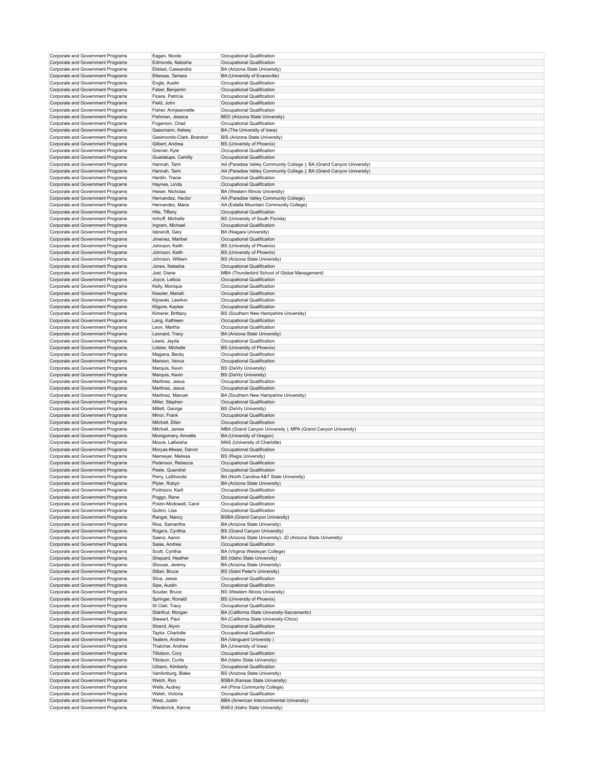| Corporate and Government Programs | Eagan, Nicole | Occupational Qualification |
|---|---|---|
| Corporate and Government Programs | Edmonds, Natosha | Occupational Qualification |
| Corporate and Government Programs | Ekblad, Cassandra | BA (Arizona State University) |
| Corporate and Government Programs | Elleraas, Tamara | BA (University of Evansville) |
| Corporate and Government Programs | Engle, Austin | Occupational Qualification |
| Corporate and Government Programs | Faber, Benjamin | Occupational Qualification |
| Corporate and Government Programs | Ficere, Patricia | Occupational Qualification |
| Corporate and Government Programs | Field, John | Occupational Qualification |
| Corporate and Government Programs | Fisher, Annjeannette | Occupational Qualification |
| Corporate and Government Programs | Fishman, Jessica | BED (Arizona State University) |
| Corporate and Government Programs | Fogerson, Chad | Occupational Qualification |
| Corporate and Government Programs | Gassmann, Kelsey | BA (The University of Iowa) |
| Corporate and Government Programs | Gesimondo-Clark, Brandon | BIS (Arizona State University) |
| Corporate and Government Programs | Gilbert, Andrea | BS (Univeristy of Phoenix) |
| Corporate and Government Programs | Grenier, Kyle | Occupational Qualification |
| Corporate and Government Programs | Guadalupe, Camilly | Occupational Qualification |
| Corporate and Government Programs | Hannah, Tami | AA (Paradise Valley Community College ); BA (Grand Canyon University) |
| Corporate and Government Programs | Hannah, Tami | AA (Paradise Valley Community College ); BA (Grand Canyon University) |
| Corporate and Government Programs | Hardin, Tracie | Occupational Qualification |
| Corporate and Government Programs | Haynes, Linda | Occupational Qualification |
| Corporate and Government Programs | Heiser, Nicholas | BA (Western Illinois University) |
| Corporate and Government Programs | Hernandez, Hector | AA (Paradise Valley Community College) |
| Corporate and Government Programs | Hernandez, Maria | AA (Estella Mountain Community College) |
| Corporate and Government Programs | Hite, Tiffany | Occupational Qualification |
| Corporate and Government Programs | Imhoff, Michelle | BS (University of South Florida) |
| Corporate and Government Programs | Ingram, Michael | Occupational Qualification |
| Corporate and Government Programs | Isbrandt, Gary | BA (Niagara University) |
| Corporate and Government Programs | Jimenez, Maribel | Occupational Qualification |
| Corporate and Government Programs | Johnson, Keith | BS (University of Phoenix) |
| Corporate and Government Programs | Johnson, Keith | BS (University of Phoenix) |
| Corporate and Government Programs | Johnson, William | BS (Arizona State University) |
| Corporate and Government Programs | Jones, Natasha | Occupational Qualification |
| Corporate and Government Programs | Jost, Diane | MBA (Thunderbird School of Global Management) |
| Corporate and Government Programs | Joyce, Leticia | Occupational Qualification |
| Corporate and Government Programs | Kelly, Monique | Occupational Qualification |
| Corporate and Government Programs | Kessler, Mariah | Occupational Qualification |
| Corporate and Government Programs | Kijowski, LeeAnn | Occupational Qualification |
| Corporate and Government Programs | Kilgore, Kaylee | Occupational Qualification |
| Corporate and Government Programs | Kimerer, Brittany | BS (Southern New Hampshire University) |
| Corporate and Government Programs | Lang, Kathleen | Occupational Qualification |
| Corporate and Government Programs | Leon, Martha | Occupational Qualification |
| Corporate and Government Programs | Leonard, Tracy | BA (Arizona State University) |
| Corporate and Government Programs | Lewis, Jayda | Occupational Qualification |
| Corporate and Government Programs | Lidster, Michelle | BS (University of Phoenix) |
| Corporate and Government Programs | Magana, Becky | Occupational Qualification |
| Corporate and Government Programs | Manson, Venus | Occupational Qualification |
| Corporate and Government Programs | Marquis, Kevin | BS (DeVry University) |
| Corporate and Government Programs | Marquis, Kevin | BS (DeVry University) |
| Corporate and Government Programs | Martinez, Jesus | Occupational Qualification |
| Corporate and Government Programs | Martinez, Jesus | Occupational Qualification |
| Corporate and Government Programs | Martinez, Manuel | BA (Southern New Hampshire University) |
| Corporate and Government Programs | Miller, Stephen | Occupational Qualification |
| Corporate and Government Programs | Millett, George | BS (DeVry University) |
| Corporate and Government Programs | Minor, Frank | Occupational Qualification |
| Corporate and Government Programs | Mitchell, Ellen | Occupational Qualification |
| Corporate and Government Programs | Mitchell, James | MBA (Grand Canyon University ); MPA (Grand Canyon University) |
| Corporate and Government Programs | Montgomery, Annette | BA (University of Oregon) |
| Corporate and Government Programs | Moore, LaKeisha | MAS (University of Charlotte) |
| Corporate and Government Programs | Moryas-Mwasi, Darvin | Occupational Qualification |
| Corporate and Government Programs | Niemeyer, Melissa | BS (Regis University) |
| Corporate and Government Programs | Pederson, Rebecca | Occupational Qualification |
| Corporate and Government Programs | Peele, Quandrel | Occupational Qualification |
| Corporate and Government Programs | Perry, LaShonda | BA (North Carolina A&T State University) |
| Corporate and Government Programs | Plyler, Robyn | BA (Arizona State University) |
| Corporate and Government Programs | Podrezov, Karli | Occupational Qualification |
| Corporate and Government Programs | Poggo, Rene | Occupational Qualification |
| Corporate and Government Programs | Polzin-Mcdowell, Carol | Occupational Qualification |
| Corporate and Government Programs | Quilon, Lisa | Occupational Qualification |
| Corporate and Government Programs | Rangel, Nancy | BSBA (Grand Canyon University) |
| Corporate and Government Programs | Rios, Samantha | BA (Arizona State University) |
| Corporate and Government Programs | Rogers, Cynthia | BS (Grand Canyon University) |
| Corporate and Government Programs | Saenz, Aaron | BA (Arizona State University); JD (Arizona State University) |
| Corporate and Government Programs | Salas, Andrea | Occupational Qualification |
| Corporate and Government Programs | Scott, Cynthia | BA (Virginia Wesleyan College) |
| Corporate and Government Programs | Shepard, Heather | BS (Idaho State University) |
| Corporate and Government Programs | Shouse, Jeremy | BA (Arizona State University) |
| Corporate and Government Programs | Silber, Bruce | BS (Saint Peter's University) |
| Corporate and Government Programs | Silva, Jesse | Occupational Qualification |
| Corporate and Government Programs | Sipe, Austin | Occupational Qualification |
| Corporate and Government Programs | Souder, Bruce | BS (Western Illinois University) |
| Corporate and Government Programs | Springer, Ronald | BS (University of Phoenix) |
| Corporate and Government Programs | St Clair, Tracy | Occupational Qualification |
| Corporate and Government Programs | Stahlhut, Morgan | BA (California State University-Sacramento) |
| Corporate and Government Programs | Stewart, Paul | BA (California State University-Chico) |
| Corporate and Government Programs | Strand, Alynn | Occupational Qualification |
| Corporate and Government Programs | Taylor, Charlotte | Occupational Qualification |
| Corporate and Government Programs | Teaters, Andrew | BA (Vanguard University ) |
| Corporate and Government Programs | Thatcher, Andrew | BA (University of Iowa) |
| Corporate and Government Programs | Tillotson, Cory | Occupational Qualification |
| Corporate and Government Programs | Tillotson, Curtis | BA (Idaho State University) |
| Corporate and Government Programs | Urbanc, Kimberly | Occupational Qualification |
| Corporate and Government Programs | VanAmburg, Blake | BS (Arizona State University) |
| Corporate and Government Programs | Welch, Ron | BSBA (Kansas State University) |
| Corporate and Government Programs | Wells, Audrey | AA (Pima Community College) |
| Corporate and Government Programs | Welsh, Victoria | Occupational Qualification |
| Corporate and Government Programs | West, Justin | BBA (American Intercontinental University) |
| Corporate and Government Programs | Wiederrick, Karma | BAEd (Idaho State University) |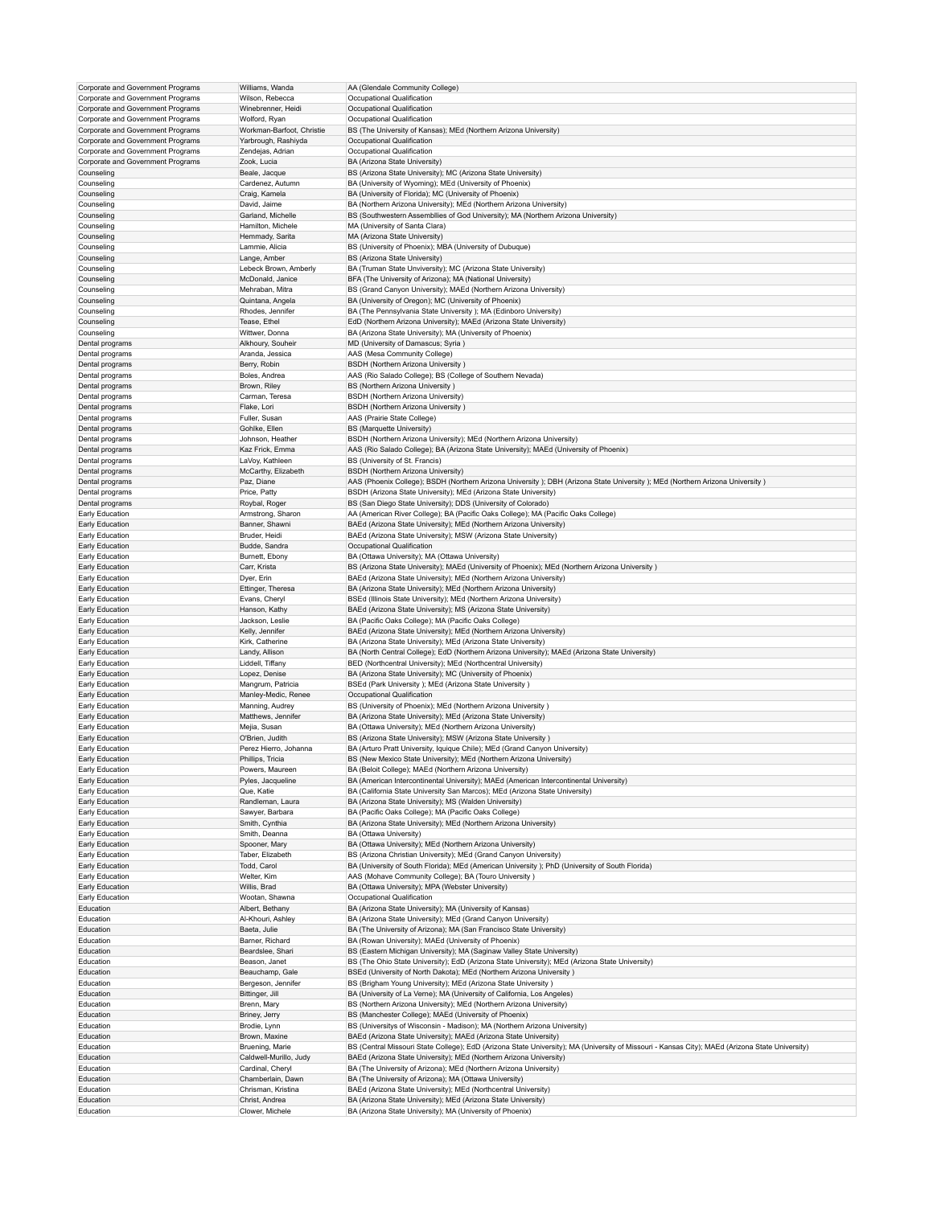| Corporate and Government Programs | Williams, Wanda | AA (Glendale Community College) |
|---|---|---|
| Corporate and Government Programs | Wilson, Rebecca | Occupational Qualification |
| Corporate and Government Programs | Winebrenner, Heidi | Occupational Qualification |
| Corporate and Government Programs | Wolford, Ryan | Occupational Qualification |
| Corporate and Government Programs | Workman-Barfoot, Christie | BS (The University of Kansas); MEd (Northern Arizona University) |
| Corporate and Government Programs | Yarbrough, Rashiyda | Occupational Qualification |
| Corporate and Government Programs | Zendejas, Adrian | Occupational Qualification |
| Corporate and Government Programs | Zook, Lucia | BA (Arizona State University) |
| Counseling | Beale, Jacque | BS (Arizona State University); MC (Arizona State University) |
| Counseling | Cardenez, Autumn | BA (University of Wyoming); MEd (University of Phoenix) |
| Counseling | Craig, Kamela | BA (University of Florida); MC (University of Phoenix) |
| Counseling | David, Jaime | BA (Northern Arizona University); MEd (Northern Arizona University) |
| Counseling | Garland, Michelle | BS (Southwestern Assembllies of God University); MA (Northern Arizona University) |
| Counseling | Hamilton, Michele | MA (University of Santa Clara) |
| Counseling | Hemmady, Sarita | MA (Arizona State University) |
| Counseling | Lammie, Alicia | BS (University of Phoenix); MBA (University of Dubuque) |
| Counseling | Lange, Amber | BS (Arizona State University) |
| Counseling | Lebeck Brown, Amberly | BA (Truman State Unviversity); MC (Arizona State University) |
| Counseling | McDonald, Janice | BFA (The University of Arizona); MA (National University) |
| Counseling | Mehraban, Mitra | BS (Grand Canyon University); MAEd (Northern Arizona University) |
| Counseling | Quintana, Angela | BA (University of Oregon); MC (University of Phoenix) |
| Counseling | Rhodes, Jennifer | BA (The Pennsylvania State University ); MA (Edinboro University) |
| Counseling | Tease, Ethel | EdD (Northern Arizona University); MAEd (Arizona State University) |
| Counseling | Wittwer, Donna | BA (Arizona State University); MA (University of Phoenix) |
| Dental programs | Alkhoury, Souheir | MD (University of Damascus; Syria ) |
| Dental programs | Aranda, Jessica | AAS (Mesa Community College) |
| Dental programs | Berry, Robin | BSDH (Northern Arizona University ) |
| Dental programs | Boles, Andrea | AAS (Rio Salado College); BS (College of Southern Nevada) |
| Dental programs | Brown, Riley | BS (Northern Arizona University ) |
| Dental programs | Carman, Teresa | BSDH (Northern Arizona University) |
| Dental programs | Flake, Lori | BSDH (Northern Arizona University ) |
| Dental programs | Fuller, Susan | AAS (Prairie State College) |
| Dental programs | Gohlke, Ellen | BS (Marquette University) |
| Dental programs | Johnson, Heather | BSDH (Northern Arizona University); MEd (Northern Arizona University) |
| Dental programs | Kaz Frick, Emma | AAS (Rio Salado College); BA (Arizona State University); MAEd (University of Phoenix) |
| Dental programs | LaVoy, Kathleen | BS (University of St. Francis) |
| Dental programs | McCarthy, Elizabeth | BSDH (Northern Arizona University) |
| Dental programs | Paz, Diane | AAS (Phoenix College); BSDH (Northern Arizona University ); DBH (Arizona State University ); MEd (Northern Arizona University ) |
| Dental programs | Price, Patty | BSDH (Arizona State University); MEd (Arizona State University) |
| Dental programs | Roybal, Roger | BS (San Diego State University); DDS (University of Colorado) |
| Early Education | Armstrong, Sharon | AA (American River College); BA (Pacific Oaks College); MA (Pacific Oaks College) |
| Early Education | Banner, Shawni | BAEd (Arizona State University); MEd (Northern Arizona University) |
| Early Education | Bruder, Heidi | BAEd (Arizona State University); MSW (Arizona State University) |
| Early Education | Budde, Sandra | Occupational Qualification |
| Early Education | Burnett, Ebony | BA (Ottawa University); MA (Ottawa University) |
| Early Education | Carr, Krista | BS (Arizona State University); MAEd (University of Phoenix); MEd (Northern Arizona University ) |
| Early Education | Dyer, Erin | BAEd (Arizona State University); MEd (Northern Arizona University) |
| Early Education | Ettinger, Theresa | BA (Arizona State University); MEd (Northern Arizona University) |
| Early Education | Evans, Cheryl | BSEd (Illinois State University); MEd (Northern Arizona University) |
| Early Education | Hanson, Kathy | BAEd (Arizona State University); MS (Arizona State University) |
| Early Education | Jackson, Leslie | BA (Pacific Oaks College); MA (Pacific Oaks College) |
| Early Education | Kelly, Jennifer | BAEd (Arizona State University); MEd (Northern Arizona University) |
| Early Education | Kirk, Catherine | BA (Arizona State University); MEd (Arizona State University) |
| Early Education | Landy, Allison | BA (North Central College); EdD (Northern Arizona University); MAEd (Arizona State University) |
| Early Education | Liddell, Tiffany | BED (Northcentral University); MEd (Northcentral University) |
| Early Education | Lopez, Denise | BA (Arizona State University); MC (University of Phoenix) |
| Early Education | Mangrum, Patricia | BSEd (Park University ); MEd (Arizona State University ) |
| Early Education | Manley-Medic, Renee | Occupational Qualification |
| Early Education | Manning, Audrey | BS (University of Phoenix); MEd (Northern Arizona University ) |
| Early Education | Matthews, Jennifer | BA (Arizona State University); MEd (Arizona State University) |
| Early Education | Mejia, Susan | BA (Ottawa University); MEd (Northern Arizona University) |
| Early Education | O'Brien, Judith | BS (Arizona State University); MSW (Arizona State University ) |
| Early Education | Perez Hierro, Johanna | BA (Arturo Pratt University, Iquique Chile); MEd (Grand Canyon University) |
| Early Education | Phillips, Tricia | BS (New Mexico State University); MEd (Northern Arizona University) |
| Early Education | Powers, Maureen | BA (Beloit College); MAEd (Northern Arizona University) |
| Early Education | Pyles, Jacqueline | BA (American Intercontinental University); MAEd (American Intercontinental University) |
| Early Education | Que, Katie | BA (California State University San Marcos); MEd (Arizona State University) |
| Early Education | Randleman, Laura | BA (Arizona State University); MS (Walden University) |
| Early Education | Sawyer, Barbara | BA (Pacific Oaks College); MA (Pacific Oaks College) |
| Early Education | Smith, Cynthia | BA (Arizona State University); MEd (Northern Arizona University) |
| Early Education | Smith, Deanna | BA (Ottawa University) |
| Early Education | Spooner, Mary | BA (Ottawa University); MEd (Northern Arizona University) |
| Early Education | Taber, Elizabeth | BS (Arizona Christian University); MEd (Grand Canyon University) |
| Early Education | Todd, Carol | BA (University of South Florida); MEd (American University ); PhD (University of South Florida) |
| Early Education | Welter, Kim | AAS (Mohave Community College); BA (Touro University ) |
| Early Education | Willis, Brad | BA (Ottawa University); MPA (Webster University) |
| Early Education | Wootan, Shawna | Occupational Qualification |
| Education | Albert, Bethany | BA (Arizona State University); MA (University of Kansas) |
| Education | Al-Khouri, Ashley | BA (Arizona State University); MEd (Grand Canyon University) |
| Education | Baeta, Julie | BA (The University of Arizona); MA (San Francisco State University) |
| Education | Barner, Richard | BA (Rowan University); MAEd (University of Phoenix) |
| Education | Beardslee, Shari | BS (Eastern Michigan University); MA (Saginaw Valley State University) |
| Education | Beason, Janet | BS (The Ohio State University); EdD (Arizona State University); MEd (Arizona State University) |
| Education | Beauchamp, Gale | BSEd (University of North Dakota); MEd (Northern Arizona University ) |
| Education | Bergeson, Jennifer | BS (Brigham Young University); MEd (Arizona State University ) |
| Education | Bittinger, Jill | BA (University of La Verne); MA (University of California, Los Angeles) |
| Education | Brenn, Mary | BS (Northern Arizona University); MEd (Northern Arizona University) |
| Education | Briney, Jerry | BS (Manchester College); MAEd (University of Phoenix) |
| Education | Brodie, Lynn | BS (Universitys of Wisconsin - Madison); MA (Northern Arizona University) |
| Education | Brown, Maxine | BAEd (Arizona State University); MAEd (Arizona State University) |
| Education | Bruening, Marie | BS (Central Missouri State College); EdD (Arizona State University); MA (University of Missouri - Kansas City); MAEd (Arizona State University) |
| Education | Caldwell-Murillo, Judy | BAEd (Arizona State University); MEd (Northern Arizona University) |
| Education | Cardinal, Cheryl | BA (The University of Arizona); MEd (Northern Arizona University) |
| Education | Chamberlain, Dawn | BA (The University of Arizona); MA (Ottawa University) |
| Education | Chrisman, Kristina | BAEd (Arizona State University); MEd (Northcentral University) |
| Education | Christ, Andrea | BA (Arizona State University); MEd (Arizona State University) |
| Education | Clower, Michele | BA (Arizona State University); MA (University of Phoenix) |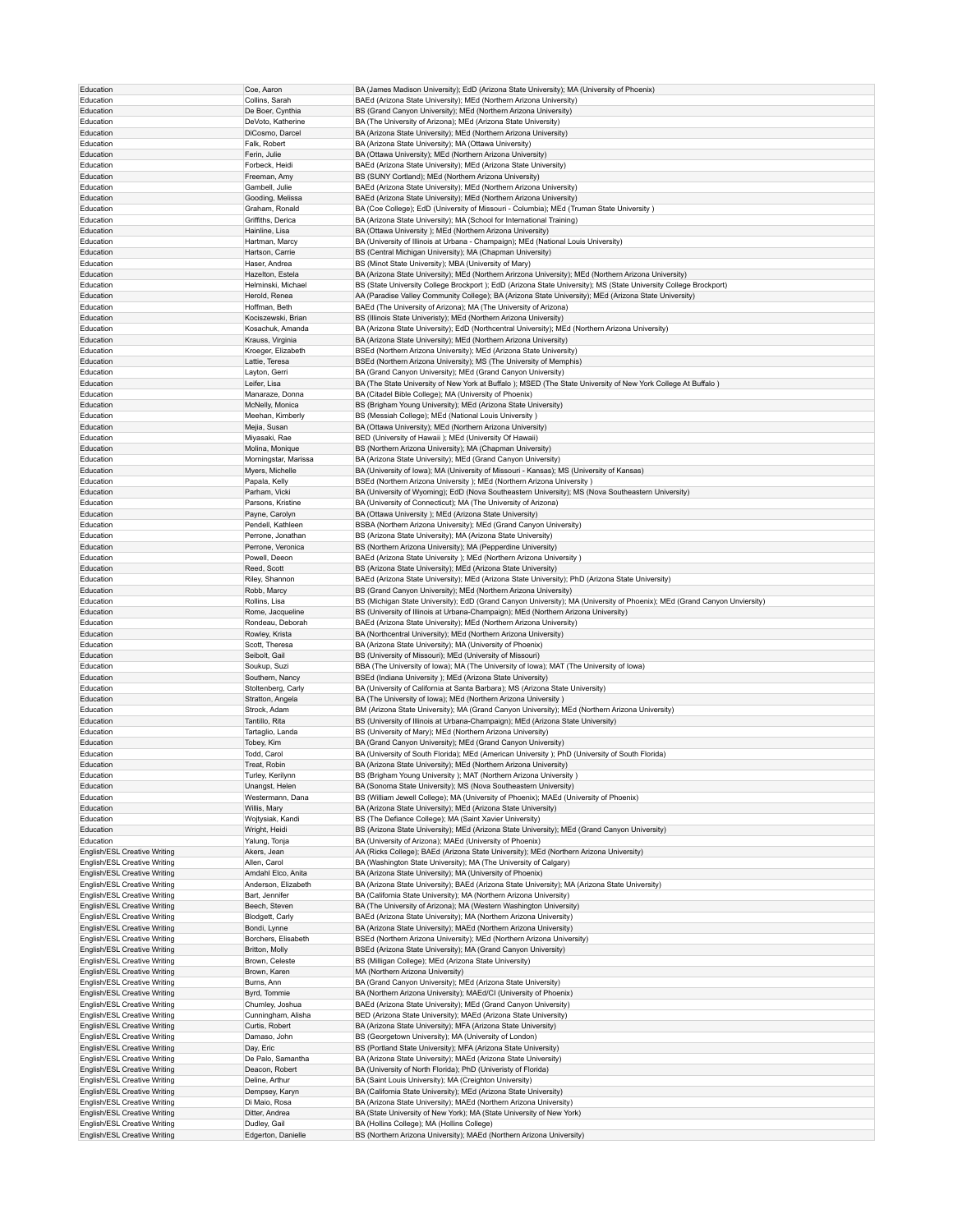| | | |
|---|---|---|
| Education | Coe, Aaron | BA (James Madison University); EdD (Arizona State University); MA (University of Phoenix) |
| Education | Collins, Sarah | BAEd (Arizona State University); MEd (Northern Arizona University) |
| Education | De Boer, Cynthia | BS (Grand Canyon University); MEd (Northern Arizona University) |
| Education | DeVoto, Katherine | BA (The University of Arizona); MEd (Arizona State University) |
| Education | DiCosmo, Darcel | BA (Arizona State University); MEd (Northern Arizona University) |
| Education | Falk, Robert | BA (Arizona State University); MA (Ottawa University) |
| Education | Ferin, Julie | BA (Ottawa University); MEd (Northern Arizona University) |
| Education | Forbeck, Heidi | BAEd (Arizona State University); MEd (Arizona State University) |
| Education | Freeman, Amy | BS (SUNY Cortland); MEd (Northern Arizona University) |
| Education | Gambell, Julie | BAEd (Arizona State University); MEd (Northern Arizona University) |
| Education | Gooding, Melissa | BAEd (Arizona State University); MEd (Northern Arizona University) |
| Education | Graham, Ronald | BA (Coe College); EdD (University of Missouri - Columbia); MEd (Truman State University ) |
| Education | Griffiths, Derica | BA (Arizona State University); MA (School for International Training) |
| Education | Hainline, Lisa | BA (Ottawa University ); MEd (Northern Arizona University) |
| Education | Hartman, Marcy | BA (University of Illinois at Urbana - Champaign); MEd (National Louis University) |
| Education | Hartson, Carrie | BS (Central Michigan University); MA (Chapman University) |
| Education | Haser, Andrea | BS (Minot State University); MBA (University of Mary) |
| Education | Hazelton, Estela | BA (Arizona State University); MEd (Northern Arizona University); MEd (Northern Arizona University) |
| Education | Helminski, Michael | BS (State University College Brockport ); EdD (Arizona State University); MS (State University College Brockport) |
| Education | Herold, Renea | AA (Paradise Valley Community College); BA (Arizona State University); MEd (Arizona State University) |
| Education | Hoffman, Beth | BAEd (The University of Arizona); MA (The University of Arizona) |
| Education | Kociszewski, Brian | BS (Illinois State Univeristy); MEd (Northern Arizona University) |
| Education | Kosachuk, Amanda | BA (Arizona State University); EdD (Northcentral University); MEd (Northern Arizona University) |
| Education | Krauss, Virginia | BA (Arizona State University); MEd (Northern Arizona University) |
| Education | Kroeger, Elizabeth | BSEd (Northern Arizona University); MEd (Arizona State University) |
| Education | Lattie, Teresa | BSEd (Northern Arizona University); MS (The University of Memphis) |
| Education | Layton, Gerri | BA (Grand Canyon University); MEd (Grand Canyon University) |
| Education | Leifer, Lisa | BA (The State University of New York at Buffalo ); MSED (The State University of New York College At Buffalo ) |
| Education | Manaraze, Donna | BA (Citadel Bible College); MA (University of Phoenix) |
| Education | McNelly, Monica | BS (Brigham Young University); MEd (Arizona State University) |
| Education | Meehan, Kimberly | BS (Messiah College); MEd (National Louis University ) |
| Education | Mejia, Susan | BA (Ottawa University); MEd (Northern Arizona University) |
| Education | Miyasaki, Rae | BED (University of Hawaii ); MEd (University Of Hawaii) |
| Education | Molina, Monique | BS (Northern Arizona University); MA (Chapman University) |
| Education | Morningstar, Marissa | BA (Arizona State University); MEd (Grand Canyon University) |
| Education | Myers, Michelle | BA (University of Iowa); MA (University of Missouri - Kansas); MS (University of Kansas) |
| Education | Papala, Kelly | BSEd (Northern Arizona University ); MEd (Northern Arizona University ) |
| Education | Parham, Vicki | BA (University of Wyoming); EdD (Nova Southeastern University); MS (Nova Southeastern University) |
| Education | Parsons, Kristine | BA (University of Connecticut); MA (The University of Arizona) |
| Education | Payne, Carolyn | BA (Ottawa University ); MEd (Arizona State University) |
| Education | Pendell, Kathleen | BSBA (Northern Arizona University); MEd (Grand Canyon University) |
| Education | Perrone, Jonathan | BS (Arizona State University); MA (Arizona State University) |
| Education | Perrone, Veronica | BS (Northern Arizona University); MA (Pepperdine University) |
| Education | Powell, Deeon | BAEd (Arizona State University ); MEd (Northern Arizona University ) |
| Education | Reed, Scott | BS (Arizona State University); MEd (Arizona State University) |
| Education | Riley, Shannon | BAEd (Arizona State University); MEd (Arizona State University); PhD (Arizona State University) |
| Education | Robb, Marcy | BS (Grand Canyon University); MEd (Northern Arizona University) |
| Education | Rollins, Lisa | BS (Michigan State University); EdD (Grand Canyon University); MA (University of Phoenix); MEd (Grand Canyon Unviersity) |
| Education | Rome, Jacqueline | BS (University of Illinois at Urbana-Champaign); MEd (Northern Arizona University) |
| Education | Rondeau, Deborah | BAEd (Arizona State University); MEd (Northern Arizona University) |
| Education | Rowley, Krista | BA (Northcentral University); MEd (Northern Arizona University) |
| Education | Scott, Theresa | BA (Arizona State University); MA (University of Phoenix) |
| Education | Seibolt, Gail | BS (University of Missouri); MEd (University of Missouri) |
| Education | Soukup, Suzi | BBA (The University of Iowa); MA (The University of Iowa); MAT (The University of Iowa) |
| Education | Southern, Nancy | BSEd (Indiana University ); MEd (Arizona State University) |
| Education | Stoltenberg, Carly | BA (University of California at Santa Barbara); MS (Arizona State University) |
| Education | Stratton, Angela | BA (The University of Iowa); MEd (Northern Arizona University ) |
| Education | Strock, Adam | BM (Arizona State University); MA (Grand Canyon University); MEd (Northern Arizona University) |
| Education | Tantillo, Rita | BS (University of Illinois at Urbana-Champaign); MEd (Arizona State University) |
| Education | Tartaglio, Landa | BS (University of Mary); MEd (Northern Arizona University) |
| Education | Tobey, Kim | BA (Grand Canyon University); MEd (Grand Canyon University) |
| Education | Todd, Carol | BA (University of South Florida); MEd (American University ); PhD (University of South Florida) |
| Education | Treat, Robin | BA (Arizona State University); MEd (Northern Arizona University) |
| Education | Turley, Kerilynn | BS (Brigham Young University ); MAT (Northern Arizona University ) |
| Education | Unangst, Helen | BA (Sonoma State University); MS (Nova Southeastern University) |
| Education | Westermann, Dana | BS (William Jewell College); MA (University of Phoenix); MAEd (University of Phoenix) |
| Education | Willis, Mary | BA (Arizona State University); MEd (Arizona State University) |
| Education | Wojtysiak, Kandi | BS (The Defiance College); MA (Saint Xavier University) |
| Education | Wright, Heidi | BS (Arizona State University); MEd (Arizona State University); MEd (Grand Canyon University) |
| Education | Yalung, Tonja | BA (University of Arizona); MAEd (University of Phoenix) |
| English/ESL Creative Writing | Akers, Jean | AA (Ricks College); BAEd (Arizona State University); MEd (Northern Arizona University) |
| English/ESL Creative Writing | Allen, Carol | BA (Washington State University); MA (The University of Calgary) |
| English/ESL Creative Writing | Amdahl Elco, Anita | BA (Arizona State University); MA (University of Phoenix) |
| English/ESL Creative Writing | Anderson, Elizabeth | BA (Arizona State University); BAEd (Arizona State University); MA (Arizona State University) |
| English/ESL Creative Writing | Bart, Jennifer | BA (California State University); MA (Northern Arizona University) |
| English/ESL Creative Writing | Beech, Steven | BA (The University of Arizona); MA (Western Washington University) |
| English/ESL Creative Writing | Blodgett, Carly | BAEd (Arizona State University); MA (Northern Arizona University) |
| English/ESL Creative Writing | Bondi, Lynne | BA (Arizona State University); MAEd (Northern Arizona University) |
| English/ESL Creative Writing | Borchers, Elisabeth | BSEd (Northern Arizona University); MEd (Northern Arizona University) |
| English/ESL Creative Writing | Britton, Molly | BSEd (Arizona State University); MA (Grand Canyon University) |
| English/ESL Creative Writing | Brown, Celeste | BS (Milligan College); MEd (Arizona State University) |
| English/ESL Creative Writing | Brown, Karen | MA (Northern Arizona University) |
| English/ESL Creative Writing | Burns, Ann | BA (Grand Canyon University); MEd (Arizona State University) |
| English/ESL Creative Writing | Byrd, Tommie | BA (Northern Arizona University); MAEd/CI (University of Phoenix) |
| English/ESL Creative Writing | Chumley, Joshua | BAEd (Arizona State University); MEd (Grand Canyon University) |
| English/ESL Creative Writing | Cunningham, Alisha | BED (Arizona State University); MAEd (Arizona State University) |
| English/ESL Creative Writing | Curtis, Robert | BA (Arizona State University); MFA (Arizona State University) |
| English/ESL Creative Writing | Damaso, John | BS (Georgetown University); MA (University of London) |
| English/ESL Creative Writing | Day, Eric | BS (Portland State University); MFA (Arizona State University) |
| English/ESL Creative Writing | De Palo, Samantha | BA (Arizona State University); MAEd (Arizona State University) |
| English/ESL Creative Writing | Deacon, Robert | BA (University of North Florida); PhD (Univeristy of Florida) |
| English/ESL Creative Writing | Deline, Arthur | BA (Saint Louis University); MA (Creighton University) |
| English/ESL Creative Writing | Dempsey, Karyn | BA (California State University); MEd (Arizona State University) |
| English/ESL Creative Writing | Di Maio, Rosa | BA (Arizona State University); MAEd (Northern Arizona University) |
| English/ESL Creative Writing | Ditter, Andrea | BA (State University of New York); MA (State University of New York) |
| English/ESL Creative Writing | Dudley, Gail | BA (Hollins College); MA (Hollins College) |
| English/ESL Creative Writing | Edgerton, Danielle | BS (Northern Arizona University); MAEd (Northern Arizona University) |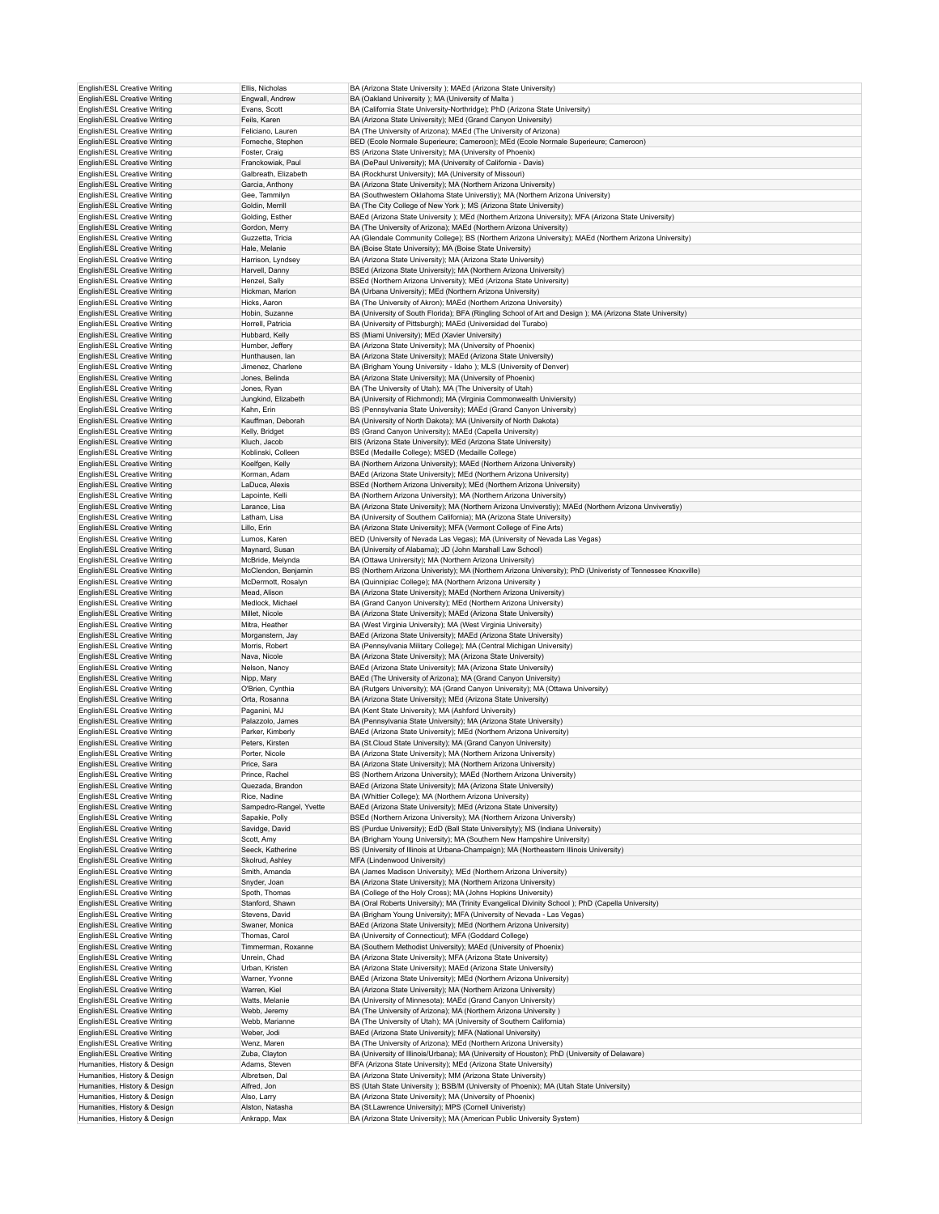| | | |
|---|---|---|
| English/ESL Creative Writing | Ellis, Nicholas | BA (Arizona State University ); MAEd (Arizona State University) |
| English/ESL Creative Writing | Engwall, Andrew | BA (Oakland University ); MA (University of Malta ) |
| English/ESL Creative Writing | Evans, Scott | BA (California State University-Northridge); PhD (Arizona State University) |
| English/ESL Creative Writing | Feils, Karen | BA (Arizona State University); MEd (Grand Canyon University) |
| English/ESL Creative Writing | Feliciano, Lauren | BA (The University of Arizona); MAEd (The University of Arizona) |
| English/ESL Creative Writing | Fomeche, Stephen | BED (Ecole Normale Superieure; Cameroon); MEd (Ecole Normale Superieure; Cameroon) |
| English/ESL Creative Writing | Foster, Craig | BS (Arizona State University); MA (University of Phoenix) |
| English/ESL Creative Writing | Franckowiak, Paul | BA (DePaul University); MA (University of California - Davis) |
| English/ESL Creative Writing | Galbreath, Elizabeth | BA (Rockhurst University); MA (University of Missouri) |
| English/ESL Creative Writing | Garcia, Anthony | BA (Arizona State University); MA (Northern Arizona University) |
| English/ESL Creative Writing | Gee, Tammilyn | BA (Southwestern Oklahoma State Universtiy); MA (Northern Arizona University) |
| English/ESL Creative Writing | Goldin, Merrill | BA (The City College of New York ); MS (Arizona State University) |
| English/ESL Creative Writing | Golding, Esther | BAEd (Arizona State University ); MEd (Northern Arizona University); MFA (Arizona State University) |
| English/ESL Creative Writing | Gordon, Merry | BA (The University of Arizona); MAEd (Northern Arizona University) |
| English/ESL Creative Writing | Guzzetta, Tricia | AA (Glendale Community College); BS (Northern Arizona University); MAEd (Northern Arizona University) |
| English/ESL Creative Writing | Hale, Melanie | BA (Boise State University); MA (Boise State University) |
| English/ESL Creative Writing | Harrison, Lyndsey | BA (Arizona State University); MA (Arizona State University) |
| English/ESL Creative Writing | Harvell, Danny | BSEd (Arizona State University); MA (Northern Arizona University) |
| English/ESL Creative Writing | Henzel, Sally | BSEd (Northern Arizona University); MEd (Arizona State University) |
| English/ESL Creative Writing | Hickman, Marion | BA (Urbana University); MEd (Northern Arizona University) |
| English/ESL Creative Writing | Hicks, Aaron | BA (The University of Akron); MAEd (Northern Arizona University) |
| English/ESL Creative Writing | Hobin, Suzanne | BA (University of South Florida); BFA (Ringling School of Art and Design ); MA (Arizona State University) |
| English/ESL Creative Writing | Horrell, Patricia | BA (University of Pittsburgh); MAEd (Universidad del Turabo) |
| English/ESL Creative Writing | Hubbard, Kelly | BS (Miami University); MEd (Xavier University) |
| English/ESL Creative Writing | Humber, Jeffery | BA (Arizona State University); MA (University of Phoenix) |
| English/ESL Creative Writing | Hunthausen, Ian | BA (Arizona State University); MAEd (Arizona State University) |
| English/ESL Creative Writing | Jimenez, Charlene | BA (Brigham Young University - Idaho ); MLS (University of Denver) |
| English/ESL Creative Writing | Jones, Belinda | BA (Arizona State University); MA (University of Phoenix) |
| English/ESL Creative Writing | Jones, Ryan | BA (The University of Utah); MA (The University of Utah) |
| English/ESL Creative Writing | Jungkind, Elizabeth | BA (University of Richmond); MA (Virginia Commonwealth Univiersity) |
| English/ESL Creative Writing | Kahn, Erin | BS (Pennsylvania State University); MAEd (Grand Canyon University) |
| English/ESL Creative Writing | Kauffman, Deborah | BA (University of North Dakota); MA (University of North Dakota) |
| English/ESL Creative Writing | Kelly, Bridget | BS (Grand Canyon University); MAEd (Capella University) |
| English/ESL Creative Writing | Kluch, Jacob | BIS (Arizona State University); MEd (Arizona State University) |
| English/ESL Creative Writing | Koblinski, Colleen | BSEd (Medaille College); MSED (Medaille College) |
| English/ESL Creative Writing | Koelfgen, Kelly | BA (Northern Arizona University); MAEd (Northern Arizona University) |
| English/ESL Creative Writing | Korman, Adam | BAEd (Arizona State University); MEd (Northern Arizona University) |
| English/ESL Creative Writing | LaDuca, Alexis | BSEd (Northern Arizona University); MEd (Northern Arizona University) |
| English/ESL Creative Writing | Lapointe, Kelli | BA (Northern Arizona University); MA (Northern Arizona University) |
| English/ESL Creative Writing | Larance, Lisa | BA (Arizona State University); MA (Northern Arizona Unviverstiy); MAEd (Northern Arizona Unviverstiy) |
| English/ESL Creative Writing | Latham, Lisa | BA (University of Southern California); MA (Arizona State University) |
| English/ESL Creative Writing | Lillo, Erin | BA (Arizona State University); MFA (Vermont College of Fine Arts) |
| English/ESL Creative Writing | Lumos, Karen | BED (University of Nevada Las Vegas); MA (University of Nevada Las Vegas) |
| English/ESL Creative Writing | Maynard, Susan | BA (University of Alabama); JD (John Marshall Law School) |
| English/ESL Creative Writing | McBride, Melynda | BA (Ottawa University); MA (Northern Arizona University) |
| English/ESL Creative Writing | McClendon, Benjamin | BS (Northern Arizona Univeristy); MEd (Northern Arizona University); PhD (Univeristy of Tennessee Knoxville) |
| English/ESL Creative Writing | McDermott, Rosalyn | BA (Quinnipiac College); MA (Northern Arizona University ) |
| English/ESL Creative Writing | Mead, Alison | BA (Arizona State University); MAEd (Northern Arizona University) |
| English/ESL Creative Writing | Medlock, Michael | BA (Grand Canyon University); MEd (Northern Arizona University) |
| English/ESL Creative Writing | Millet, Nicole | BA (Arizona State University); MAEd (Arizona State University) |
| English/ESL Creative Writing | Mitra, Heather | BA (West Virginia University); MA (West Virginia University) |
| English/ESL Creative Writing | Morganstern, Jay | BAEd (Arizona State University); MAEd (Arizona State University) |
| English/ESL Creative Writing | Morris, Robert | BA (Pennsylvania Military College); MA (Central Michigan University) |
| English/ESL Creative Writing | Nava, Nicole | BA (Arizona State University); MA (Arizona State University) |
| English/ESL Creative Writing | Nelson, Nancy | BAEd (Arizona State University); MA (Arizona State University) |
| English/ESL Creative Writing | Nipp, Mary | BAEd (The University of Arizona); MA (Grand Canyon University) |
| English/ESL Creative Writing | O'Brien, Cynthia | BA (Rutgers University); MA (Grand Canyon University); MA (Ottawa University) |
| English/ESL Creative Writing | Orta, Rosanna | BA (Arizona State University); MEd (Arizona State University) |
| English/ESL Creative Writing | Paganini, MJ | BA (Kent State University); MA (Ashford University) |
| English/ESL Creative Writing | Palazzolo, James | BA (Pennsylvania State University); MA (Arizona State University) |
| English/ESL Creative Writing | Parker, Kimberly | BAEd (Arizona State University); MEd (Northern Arizona University) |
| English/ESL Creative Writing | Peters, Kirsten | BA (St.Cloud State University); MA (Grand Canyon University) |
| English/ESL Creative Writing | Porter, Nicole | BA (Arizona State University); MA (Northern Arizona University) |
| English/ESL Creative Writing | Price, Sara | BA (Arizona State University); MA (Northern Arizona University) |
| English/ESL Creative Writing | Prince, Rachel | BS (Northern Arizona University); MAEd (Northern Arizona University) |
| English/ESL Creative Writing | Quezada, Brandon | BAEd (Arizona State University); MA (Arizona State University) |
| English/ESL Creative Writing | Rice, Nadine | BA (Whittier College); MA (Northern Arizona University) |
| English/ESL Creative Writing | Sampedro-Rangel, Yvette | BAEd (Arizona State University); MEd (Arizona State University) |
| English/ESL Creative Writing | Sapakie, Polly | BSEd (Northern Arizona University); MA (Northern Arizona University) |
| English/ESL Creative Writing | Savidge, David | BS (Purdue University); EdD (Ball State Universityty); MS (Indiana University) |
| English/ESL Creative Writing | Scott, Amy | BA (Brigham Young University); MA (Southern New Hampshire University) |
| English/ESL Creative Writing | Seeck, Katherine | BS (University of Illinois at Urbana-Champaign); MA (Northeastern Illinois University) |
| English/ESL Creative Writing | Skolrud, Ashley | MFA (Lindenwood University) |
| English/ESL Creative Writing | Smith, Amanda | BA (James Madison University); MEd (Northern Arizona University) |
| English/ESL Creative Writing | Snyder, Joan | BA (Arizona State University); MA (Northern Arizona University) |
| English/ESL Creative Writing | Spoth, Thomas | BA (College of the Holy Cross); MA (Johns Hopkins University) |
| English/ESL Creative Writing | Stanford, Shawn | BA (Oral Roberts University); MA (Trinity Evangelical Divinity School ); PhD (Capella University) |
| English/ESL Creative Writing | Stevens, David | BA (Brigham Young University); MFA (University of Nevada - Las Vegas) |
| English/ESL Creative Writing | Swaner, Monica | BAEd (Arizona State University); MEd (Northern Arizona University) |
| English/ESL Creative Writing | Thomas, Carol | BA (University of Connecticut); MFA (Goddard College) |
| English/ESL Creative Writing | Timmerman, Roxanne | BA (Southern Methodist University); MAEd (University of Phoenix) |
| English/ESL Creative Writing | Unrein, Chad | BA (Arizona State University); MFA (Arizona State University) |
| English/ESL Creative Writing | Urban, Kristen | BA (Arizona State University); MAEd (Arizona State University) |
| English/ESL Creative Writing | Warner, Yvonne | BAEd (Arizona State University); MEd (Northern Arizona University) |
| English/ESL Creative Writing | Warren, Kiel | BA (Arizona State University); MA (Northern Arizona University) |
| English/ESL Creative Writing | Watts, Melanie | BA (University of Minnesota); MAEd (Grand Canyon University) |
| English/ESL Creative Writing | Webb, Jeremy | BA (The University of Arizona); MA (Northern Arizona University ) |
| English/ESL Creative Writing | Webb, Marianne | BA (The University of Utah); MA (University of Southern California) |
| English/ESL Creative Writing | Weber, Jodi | BAEd (Arizona State University); MFA (National University) |
| English/ESL Creative Writing | Wenz, Maren | BA (The University of Arizona); MEd (Northern Arizona University) |
| English/ESL Creative Writing | Zuba, Clayton | BA (University of Illinois/Urbana); MA (University of Houston); PhD (University of Delaware) |
| Humanities, History & Design | Adams, Steven | BFA (Arizona State University); MEd (Arizona State University) |
| Humanities, History & Design | Albretsen, Dal | BA (Arizona State University); MM (Arizona State University) |
| Humanities, History & Design | Alfred, Jon | BS (Utah State University ); BSB/M (University of Phoenix); MA (Utah State University) |
| Humanities, History & Design | Also, Larry | BA (Arizona State University); MA (University of Phoenix) |
| Humanities, History & Design | Alston, Natasha | BA (St.Lawrence University); MPS (Cornell Univeristy) |
| Humanities, History & Design | Ankrapp, Max | BA (Arizona State University); MA (American Public University System) |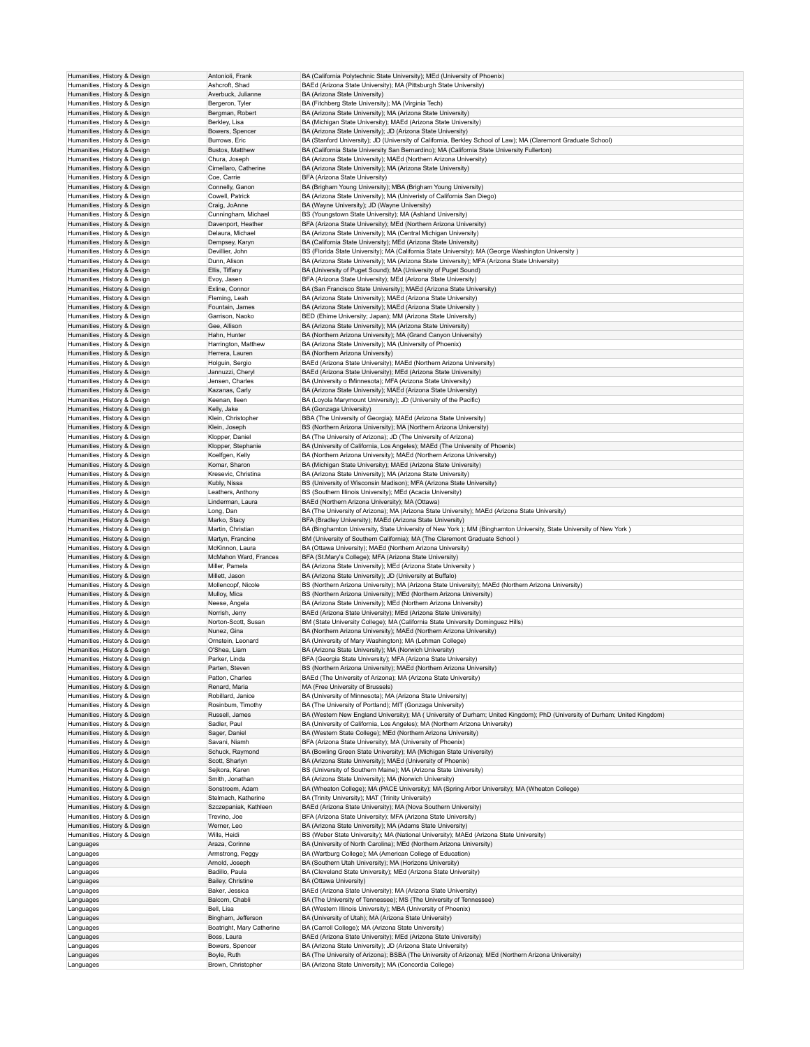| | | |
|---|---|---|
| Humanities, History & Design | Antonioli, Frank | BA (California Polytechnic State University); MEd (University of Phoenix) |
| Humanities, History & Design | Ashcroft, Shad | BAEd (Arizona State University); MA (Pittsburgh State University) |
| Humanities, History & Design | Averbuck, Julianne | BA (Arizona State University) |
| Humanities, History & Design | Bergeron, Tyler | BA (Fitchberg State University); MA (Virginia Tech) |
| Humanities, History & Design | Bergman, Robert | BA (Arizona State University); MA (Arizona State University) |
| Humanities, History & Design | Berkley, Lisa | BA (Michigan State University); MAEd (Arizona State University) |
| Humanities, History & Design | Bowers, Spencer | BA (Arizona State University); JD (Arizona State University) |
| Humanities, History & Design | Burrows, Eric | BA (Stanford University); JD (University of California, Berkley School of Law); MA (Claremont Graduate School) |
| Humanities, History & Design | Bustos, Matthew | BA (California State University San Bernardino); MA (California State University Fullerton) |
| Humanities, History & Design | Chura, Joseph | BA (Arizona State University); MAEd (Northern Arizona University) |
| Humanities, History & Design | Cimellaro, Catherine | BA (Arizona State University); MA (Arizona State University) |
| Humanities, History & Design | Coe, Carrie | BFA (Arizona State University) |
| Humanities, History & Design | Connelly, Ganon | BA (Brigham Young University); MBA (Brigham Young University) |
| Humanities, History & Design | Cowell, Patrick | BA (Arizona State University); MA (Univeristy of California San Diego) |
| Humanities, History & Design | Craig, JoAnne | BA (Wayne University); JD (Wayne University) |
| Humanities, History & Design | Cunningham, Michael | BS (Youngstown State University); MA (Ashland University) |
| Humanities, History & Design | Davenport, Heather | BFA (Arizona State University); MEd (Northern Arizona University) |
| Humanities, History & Design | Delaura, Michael | BA (Arizona State University); MA (Central Michigan University) |
| Humanities, History & Design | Dempsey, Karyn | BA (California State University); MEd (Arizona State University) |
| Humanities, History & Design | Devillier, John | BS (Florida State University); MA (California State University); MA (George Washington University ) |
| Humanities, History & Design | Dunn, Alison | BA (Arizona State University); MA (Arizona State University); MFA (Arizona State University) |
| Humanities, History & Design | Ellis, Tiffany | BA (University of Puget Sound); MA (University of Puget Sound) |
| Humanities, History & Design | Evoy, Jasen | BFA (Arizona State University); MEd (Arizona State University) |
| Humanities, History & Design | Exline, Connor | BA (San Francisco State University); MAEd (Arizona State University) |
| Humanities, History & Design | Fleming, Leah | BA (Arizona State University); MAEd (Arizona State University) |
| Humanities, History & Design | Fountain, James | BA (Arizona State University); MAEd (Arizona State University ) |
| Humanities, History & Design | Garrison, Naoko | BED (Ehime University; Japan); MM (Arizona State University) |
| Humanities, History & Design | Gee, Allison | BA (Arizona State University); MA (Arizona State University) |
| Humanities, History & Design | Hahn, Hunter | BA (Northern Arizona University); MA (Grand Canyon University) |
| Humanities, History & Design | Harrington, Matthew | BA (Arizona State University); MA (University of Phoenix) |
| Humanities, History & Design | Herrera, Lauren | BA (Northern Arizona University) |
| Humanities, History & Design | Holguin, Sergio | BAEd (Arizona State University); MAEd (Northern Arizona University) |
| Humanities, History & Design | Jannuzzi, Cheryl | BAEd (Arizona State University); MEd (Arizona State University) |
| Humanities, History & Design | Jensen, Charles | BA (University o fMinnesota); MFA (Arizona State University) |
| Humanities, History & Design | Kazanas, Carly | BA (Arizona State University); MAEd (Arizona State University) |
| Humanities, History & Design | Keenan, Ileen | BA (Loyola Marymount University); JD (University of the Pacific) |
| Humanities, History & Design | Kelly, Jake | BA (Gonzaga University) |
| Humanities, History & Design | Klein, Christopher | BBA (The University of Georgia); MAEd (Arizona State University) |
| Humanities, History & Design | Klein, Joseph | BS (Northern Arizona University); MA (Northern Arizona University) |
| Humanities, History & Design | Klopper, Daniel | BA (The University of Arizona); JD (The University of Arizona) |
| Humanities, History & Design | Klopper, Stephanie | BA (University of California, Los Angeles); MAEd (The University of Phoenix) |
| Humanities, History & Design | Koelfgen, Kelly | BA (Northern Arizona University); MAEd (Northern Arizona University) |
| Humanities, History & Design | Komar, Sharon | BA (Michigan State University); MAEd (Arizona State University) |
| Humanities, History & Design | Kresevic, Christina | BA (Arizona State University); MA (Arizona State University) |
| Humanities, History & Design | Kubly, Nissa | BS (University of Wisconsin Madison); MFA (Arizona State University) |
| Humanities, History & Design | Leathers, Anthony | BS (Southern Illinois University); MEd (Acacia University) |
| Humanities, History & Design | Linderman, Laura | BAEd (Northern Arizona University); MA (Ottawa) |
| Humanities, History & Design | Long, Dan | BA (The University of Arizona); MA (Arizona State University); MAEd (Arizona State University) |
| Humanities, History & Design | Marko, Stacy | BFA (Bradley University); MAEd (Arizona State University) |
| Humanities, History & Design | Martin, Christian | BA (Binghamton University, State University of New York ); MM (Binghamton University, State University of New York ) |
| Humanities, History & Design | Martyn, Francine | BM (University of Southern California); MA (The Claremont Graduate School ) |
| Humanities, History & Design | McKinnon, Laura | BA (Ottawa University); MAEd (Northern Arizona University) |
| Humanities, History & Design | McMahon Ward, Frances | BFA (St.Mary's College); MFA (Arizona State University) |
| Humanities, History & Design | Miller, Pamela | BA (Arizona State University); MEd (Arizona State University ) |
| Humanities, History & Design | Millett, Jason | BA (Arizona State University); JD (University at Buffalo) |
| Humanities, History & Design | Mollencopf, Nicole | BS (Northern Arizona University); MA (Arizona State University); MAEd (Northern Arizona University) |
| Humanities, History & Design | Mulloy, Mica | BS (Northern Arizona University); MEd (Northern Arizona University) |
| Humanities, History & Design | Neese, Angela | BA (Arizona State University); MEd (Northern Arizona University) |
| Humanities, History & Design | Norrish, Jerry | BAEd (Arizona State University); MEd (Arizona State University) |
| Humanities, History & Design | Norton-Scott, Susan | BM (State University College); MA (California State University Dominguez Hills) |
| Humanities, History & Design | Nunez, Gina | BA (Northern Arizona University); MAEd (Northern Arizona University) |
| Humanities, History & Design | Ornstein, Leonard | BA (University of Mary Washington); MA (Lehman College) |
| Humanities, History & Design | O'Shea, Liam | BA (Arizona State University); MA (Norwich University) |
| Humanities, History & Design | Parker, Linda | BFA (Georgia State University); MFA (Arizona State University) |
| Humanities, History & Design | Parten, Steven | BS (Northern Arizona University); MAEd (Northern Arizona University) |
| Humanities, History & Design | Patton, Charles | BAEd (The University of Arizona); MA (Arizona State University) |
| Humanities, History & Design | Renard, Maria | MA (Free University of Brussels) |
| Humanities, History & Design | Robillard, Janice | BA (University of Minnesota); MA (Arizona State University) |
| Humanities, History & Design | Rosinbum, Timothy | BA (The University of Portland); MIT (Gonzaga University) |
| Humanities, History & Design | Russell, James | BA (Western New England University); MA ( University of Durham; United Kingdom); PhD (University of Durham; United Kingdom) |
| Humanities, History & Design | Sadler, Paul | BA (University of California, Los Angeles); MA (Northern Arizona University) |
| Humanities, History & Design | Sager, Daniel | BA (Western State College); MEd (Northern Arizona University) |
| Humanities, History & Design | Savani, Niamh | BFA (Arizona State University); MA (University of Phoenix) |
| Humanities, History & Design | Schuck, Raymond | BA (Bowling Green State University); MA (Michigan State University) |
| Humanities, History & Design | Scott, Sharlyn | BA (Arizona State University); MAEd (University of Phoenix) |
| Humanities, History & Design | Sejkora, Karen | BS (University of Southern Maine); MA (Arizona State University) |
| Humanities, History & Design | Smith, Jonathan | BA (Arizona State University); MA (Norwich University) |
| Humanities, History & Design | Sonstroem, Adam | BA (Wheaton College); MA (PACE University); MA (Spring Arbor University); MA (Wheaton College) |
| Humanities, History & Design | Stelmach, Katherine | BA (Trinity University); MAT (Trinity University) |
| Humanities, History & Design | Szczepaniak, Kathleen | BAEd (Arizona State University); MA (Nova Southern University) |
| Humanities, History & Design | Trevino, Joe | BFA (Arizona State University); MFA (Arizona State University) |
| Humanities, History & Design | Werner, Leo | BA (Arizona State University); MA (Adams State University) |
| Humanities, History & Design | Wills, Heidi | BS (Weber State University); MA (National University); MAEd (Arizona State University) |
| Languages | Araza, Corinne | BA (University of North Carolina); MEd (Northern Arizona University) |
| Languages | Armstrong, Peggy | BA (Wartburg College); MA (American College of Education) |
| Languages | Arnold, Joseph | BA (Southern Utah University); MA (Horizons University) |
| Languages | Badillo, Paula | BA (Cleveland State University); MEd (Arizona State University) |
| Languages | Bailey, Christine | BA (Ottawa University) |
| Languages | Baker, Jessica | BAEd (Arizona State University); MA (Arizona State University) |
| Languages | Balcom, Chabli | BA (The University of Tennessee); MS (The University of Tennessee) |
| Languages | Bell, Lisa | BA (Western Illinois University); MBA (University of Phoenix) |
| Languages | Bingham, Jefferson | BA (University of Utah); MA (Arizona State University) |
| Languages | Boatright, Mary Catherine | BA (Carroll College); MA (Arizona State University) |
| Languages | Boss, Laura | BAEd (Arizona State University); MEd (Arizona State University) |
| Languages | Bowers, Spencer | BA (Arizona State University); JD (Arizona State University) |
| Languages | Boyle, Ruth | BA (The University of Arizona); BSBA (The University of Arizona); MEd (Northern Arizona University) |
| Languages | Brown, Christopher | BA (Arizona State University); MA (Concordia College) |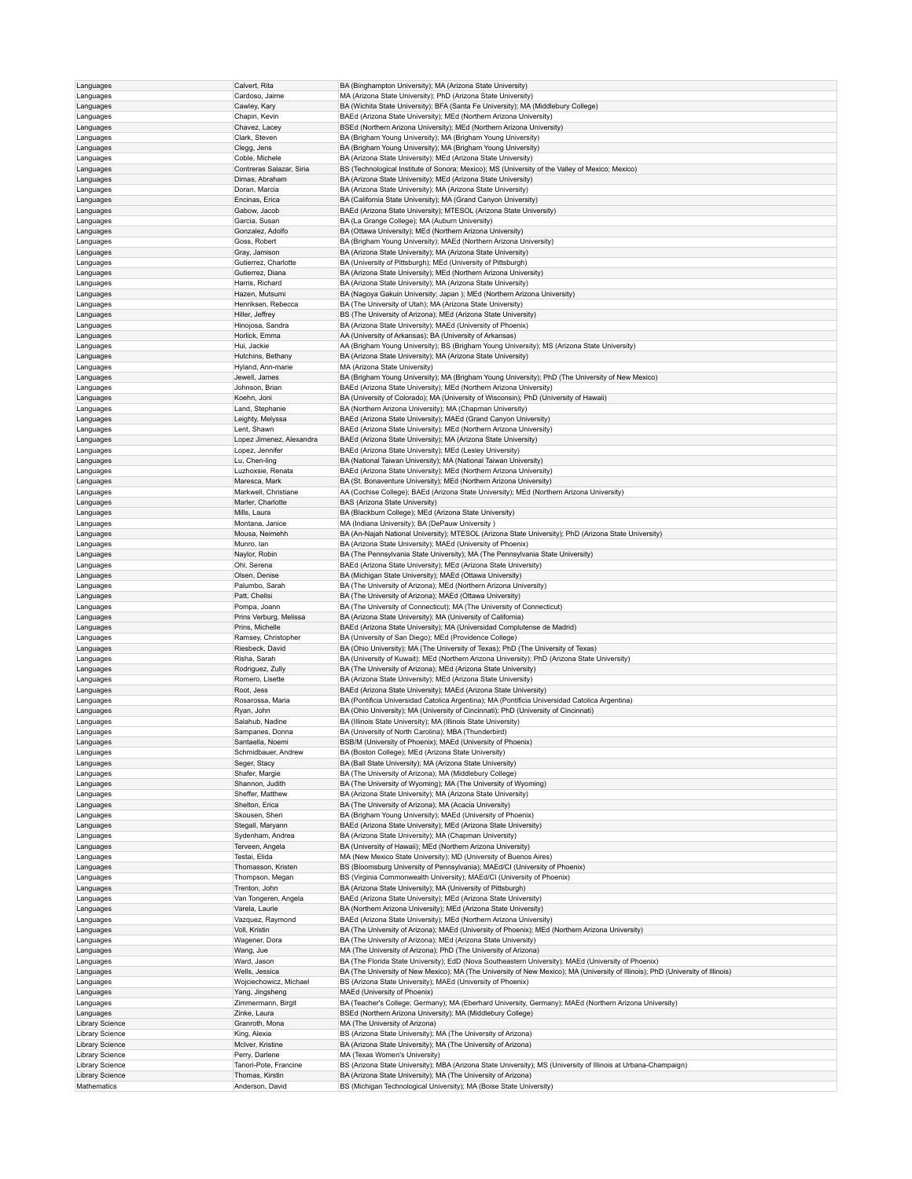| | | |
|---|---|---|
| Languages | Calvert, Rita | BA (Binghampton University); MA (Arizona State University) |
| Languages | Cardoso, Jaime | MA (Arizona State University); PhD (Arizona State University) |
| Languages | Cawley, Kary | BA (Wichita State University); BFA (Santa Fe University); MA (Middlebury College) |
| Languages | Chapin, Kevin | BAEd (Arizona State University); MEd (Northern Arizona University) |
| Languages | Chavez, Lacey | BSEd (Northern Arizona University); MEd (Northern Arizona University) |
| Languages | Clark, Steven | BA (Brigham Young University); MA (Brigham Young University) |
| Languages | Clegg, Jens | BA (Brigham Young University); MA (Brigham Young University) |
| Languages | Coble, Michele | BA (Arizona State University); MEd (Arizona State University) |
| Languages | Contreras Salazar, Siria | BS (Technological Institute of Sonora; Mexico); MS (University of the Valley of Mexico; Mexico) |
| Languages | Dimas, Abraham | BA (Arizona State University); MEd (Arizona State University) |
| Languages | Doran, Marcia | BA (Arizona State University); MA (Arizona State University) |
| Languages | Encinas, Erica | BA (California State University); MA (Grand Canyon University) |
| Languages | Gabow, Jacob | BAEd (Arizona State University); MTESOL (Arizona State University) |
| Languages | Garcia, Susan | BA (La Grange College); MA (Auburn University) |
| Languages | Gonzalez, Adolfo | BA (Ottawa University); MEd (Northern Arizona University) |
| Languages | Goss, Robert | BA (Brigham Young University); MAEd (Northern Arizona University) |
| Languages | Gray, Jamison | BA (Arizona State University); MA (Arizona State University) |
| Languages | Gutierrez, Charlotte | BA (University of Pittsburgh); MEd (University of Pittsburgh) |
| Languages | Gutierrez, Diana | BA (Arizona State University); MEd (Northern Arizona University) |
| Languages | Harris, Richard | BA (Arizona State University); MA (Arizona State University) |
| Languages | Hazen, Mutsumi | BA (Nagoya Gakuin University; Japan ); MEd (Northern Arizona University) |
| Languages | Henriksen, Rebecca | BA (The University of Utah); MA (Arizona State University) |
| Languages | Hiller, Jeffrey | BS (The University of Arizona); MEd (Arizona State University) |
| Languages | Hinojosa, Sandra | BA (Arizona State University); MAEd (University of Phoenix) |
| Languages | Horlick, Emma | AA (University of Arkansas); BA (University of Arkansas) |
| Languages | Hui, Jackie | AA (Brigham Young University); BS (Brigham Young University); MS (Arizona State University) |
| Languages | Hutchins, Bethany | BA (Arizona State University); MA (Arizona State University) |
| Languages | Hyland, Ann-marie | MA (Arizona State University) |
| Languages | Jewell, James | BA (Brigham Young University); MA (Brigham Young University); PhD (The University of New Mexico) |
| Languages | Johnson, Brian | BAEd (Arizona State University); MEd (Northern Arizona University) |
| Languages | Koehn, Joni | BA (University of Colorado); MA (University of Wisconsin); PhD (University of Hawaii) |
| Languages | Land, Stephanie | BA (Northern Arizona University); MA (Chapman University) |
| Languages | Leighty, Melyssa | BAEd (Arizona State University); MAEd (Grand Canyon University) |
| Languages | Lent, Shawn | BAEd (Arizona State University); MEd (Northern Arizona University) |
| Languages | Lopez Jimenez, Alexandra | BAEd (Arizona State University); MA (Arizona State University) |
| Languages | Lopez, Jennifer | BAEd (Arizona State University); MEd (Lesley University) |
| Languages | Lu, Chen-ling | BA (National Taiwan University); MA (National Taiwan University) |
| Languages | Luzhoxsie, Renata | BAEd (Arizona State University); MEd (Northern Arizona University) |
| Languages | Maresca, Mark | BA (St. Bonaventure University); MEd (Northern Arizona University) |
| Languages | Markwell, Christiane | AA (Cochise College); BAEd (Arizona State University); MEd (Northern Arizona University) |
| Languages | Marler, Charlotte | BAS (Arizona State University) |
| Languages | Mills, Laura | BA (Blackburn College); MEd (Arizona State University) |
| Languages | Montana, Janice | MA (Indiana University); BA (DePauw University ) |
| Languages | Mousa, Neimehh | BA (An-Najah National University); MTESOL (Arizona State University); PhD (Arizona State University) |
| Languages | Munro, Ian | BA (Arizona State University); MAEd (University of Phoenix) |
| Languages | Naylor, Robin | BA (The Pennsylvania State University); MA (The Pennsylvania State University) |
| Languages | Ohl, Serena | BAEd (Arizona State University); MEd (Arizona State University) |
| Languages | Olsen, Denise | BA (Michigan State University); MAEd (Ottawa University) |
| Languages | Palumbo, Sarah | BA (The University of Arizona); MEd (Northern Arizona University) |
| Languages | Patt, Chellsi | BA (The University of Arizona); MAEd (Ottawa University) |
| Languages | Pompa, Joann | BA (The University of Connecticut); MA (The University of Connecticut) |
| Languages | Prins Verburg, Melissa | BA (Arizona State University); MA (University of California) |
| Languages | Prins, Michelle | BAEd (Arizona State University); MA (Universidad Complutense de Madrid) |
| Languages | Ramsey, Christopher | BA (University of San Diego); MEd (Providence College) |
| Languages | Riesbeck, David | BA (Ohio University); MA (The University of Texas); PhD (The University of Texas) |
| Languages | Risha, Sarah | BA (University of Kuwait); MEd (Northern Arizona University); PhD (Arizona State University) |
| Languages | Rodriguez, Zully | BA (The University of Arizona); MEd (Arizona State University) |
| Languages | Romero, Lisette | BA (Arizona State University); MEd (Arizona State University) |
| Languages | Root, Jess | BAEd (Arizona State University); MAEd (Arizona State University) |
| Languages | Rosarossa, Maria | BA (Pontificia Universidad Catolica Argentina); MA (Pontificia Universidad Catolica Argentina) |
| Languages | Ryan, John | BA (Ohio University); MA (University of Cincinnati); PhD (University of Cincinnati) |
| Languages | Salahub, Nadine | BA (Illinois State University); MA (Illinois State University) |
| Languages | Sampanes, Donna | BA (University of North Carolina); MBA (Thunderbird) |
| Languages | Santaella, Noemi | BSB/M (University of Phoenix); MAEd (University of Phoenix) |
| Languages | Schmidbauer, Andrew | BA (Boston College); MEd (Arizona State University) |
| Languages | Seger, Stacy | BA (Ball State University); MA (Arizona State University) |
| Languages | Shafer, Margie | BA (The University of Arizona); MA (Middlebury College) |
| Languages | Shannon, Judith | BA (The University of Wyoming); MA (The University of Wyoming) |
| Languages | Sheffer, Matthew | BA (Arizona State University); MA (Arizona State University) |
| Languages | Shelton, Erica | BA (The University of Arizona); MA (Acacia University) |
| Languages | Skousen, Sheri | BA (Brigham Young University); MAEd (University of Phoenix) |
| Languages | Stegall, Maryann | BAEd (Arizona State University); MEd (Arizona State University) |
| Languages | Sydenham, Andrea | BA (Arizona State University); MA (Chapman University) |
| Languages | Terveen, Angela | BA (University of Hawaii); MEd (Northern Arizona University) |
| Languages | Testai, Elida | MA (New Mexico State University); MD (University of Buenos Aires) |
| Languages | Thomasson, Kristen | BS (Bloomsburg University of Pennsylvania); MAEd/CI (University of Phoenix) |
| Languages | Thompson, Megan | BS (Virginia Commonwealth University); MAEd/CI (University of Phoenix) |
| Languages | Trenton, John | BA (Arizona State University); MA (University of Pittsburgh) |
| Languages | Van Tongeren, Angela | BAEd (Arizona State University); MEd (Arizona State University) |
| Languages | Varela, Laurie | BA (Northern Arizona University); MEd (Arizona State University) |
| Languages | Vazquez, Raymond | BAEd (Arizona State University); MEd (Northern Arizona University) |
| Languages | Voll, Kristin | BA (The University of Arizona); MAEd (University of Phoenix); MEd (Northern Arizona University) |
| Languages | Wagener, Dora | BA (The University of Arizona); MEd (Arizona State University) |
| Languages | Wang, Jue | MA (The University of Arizona); PhD (The University of Arizona) |
| Languages | Ward, Jason | BA (The Florida State University); EdD (Nova Southeastern University); MAEd (University of Phoenix) |
| Languages | Wells, Jessica | BA (The University of New Mexico); MA (The University of New Mexico); MA (University of Illinois); PhD (University of Illinois) |
| Languages | Wojciechowicz, Michael | BS (Arizona State University); MAEd (University of Phoenix) |
| Languages | Yang, Jingsheng | MAEd (University of Phoenix) |
| Languages | Zimmermann, Birgit | BA (Teacher's College; Germany); MA (Eberhard University, Germany); MAEd (Northern Arizona University) |
| Languages | Zinke, Laura | BSEd (Northern Arizona University); MA (Middlebury College) |
| Library Science | Granroth, Mona | MA (The University of Arizona) |
| Library Science | King, Alexia | BS (Arizona State University); MA (The University of Arizona) |
| Library Science | McIver, Kristine | BA (Arizona State University); MA (The University of Arizona) |
| Library Science | Perry, Darlene | MA (Texas Women's University) |
| Library Science | Tanori-Pote, Francine | BS (Arizona State University); MBA (Arizona State University); MS (University of Illinois at Urbana-Champaign) |
| Library Science | Thomas, Kirstin | BA (Arizona State University); MA (The University of Arizona) |
| Mathematics | Anderson, David | BS (Michigan Technological University); MA (Boise State University) |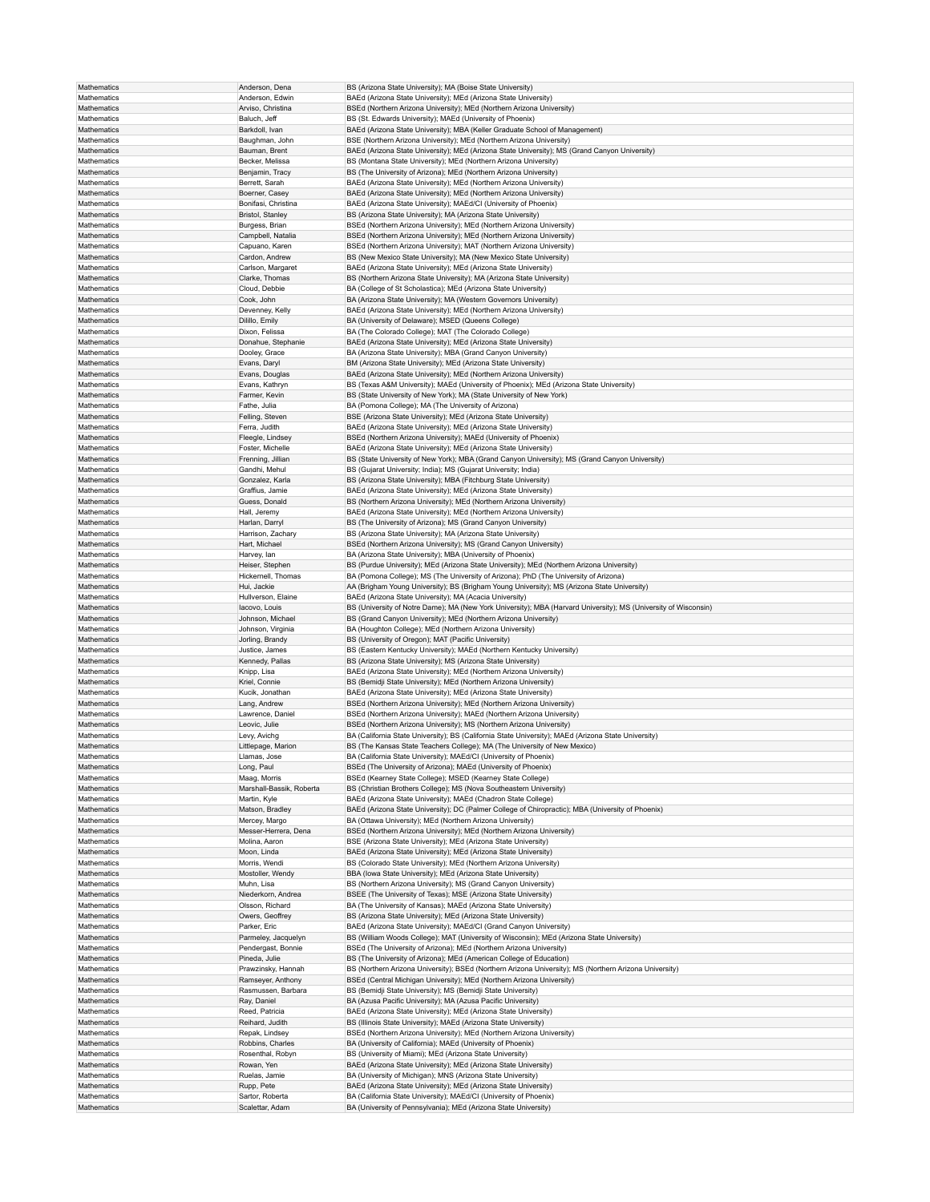| Mathematics | Anderson, Dena | BS (Arizona State University); MA (Boise State University) |
|---|---|---|
| Mathematics | Anderson, Edwin | BAEd (Arizona State University); MEd (Arizona State University) |
| Mathematics | Arviso, Christina | BSEd (Northern Arizona University); MEd (Northern Arizona University) |
| Mathematics | Baluch, Jeff | BS (St. Edwards University); MAEd (University of Phoenix) |
| Mathematics | Barkdoll, Ivan | BAEd (Arizona State University); MBA (Keller Graduate School of Management) |
| Mathematics | Baughman, John | BSE (Northern Arizona University); MEd (Northern Arizona University) |
| Mathematics | Bauman, Brent | BAEd (Arizona State University); MEd (Arizona State University); MS (Grand Canyon University) |
| Mathematics | Becker, Melissa | BS (Montana State University); MEd (Northern Arizona University) |
| Mathematics | Benjamin, Tracy | BS (The University of Arizona); MEd (Northern Arizona University) |
| Mathematics | Berrett, Sarah | BAEd (Arizona State University); MEd (Northern Arizona University) |
| Mathematics | Boerner, Casey | BAEd (Arizona State University); MEd (Northern Arizona University) |
| Mathematics | Bonifasi, Christina | BAEd (Arizona State University); MAEd/CI (University of Phoenix) |
| Mathematics | Bristol, Stanley | BS (Arizona State University); MA (Arizona State University) |
| Mathematics | Burgess, Brian | BSEd (Northern Arizona University); MEd (Northern Arizona University) |
| Mathematics | Campbell, Natalia | BSEd (Northern Arizona University); MEd (Northern Arizona University) |
| Mathematics | Capuano, Karen | BSEd (Northern Arizona University); MAT (Northern Arizona University) |
| Mathematics | Cardon, Andrew | BS (New Mexico State University); MA (New Mexico State University) |
| Mathematics | Carlson, Margaret | BAEd (Arizona State University); MEd (Arizona State University) |
| Mathematics | Clarke, Thomas | BS (Northern Arizona State University); MA (Arizona State University) |
| Mathematics | Cloud, Debbie | BA (College of St Scholastica); MEd (Arizona State University) |
| Mathematics | Cook, John | BA (Arizona State University); MA (Western Governors University) |
| Mathematics | Devenney, Kelly | BAEd (Arizona State University); MEd (Northern Arizona University) |
| Mathematics | Dilillo, Emily | BA (University of Delaware); MSED (Queens College) |
| Mathematics | Dixon, Felissa | BA (The Colorado College); MAT (The Colorado College) |
| Mathematics | Donahue, Stephanie | BAEd (Arizona State University); MEd (Arizona State University) |
| Mathematics | Dooley, Grace | BA (Arizona State University); MBA (Grand Canyon University) |
| Mathematics | Evans, Daryl | BM (Arizona State University); MEd (Arizona State University) |
| Mathematics | Evans, Douglas | BAEd (Arizona State University); MEd (Northern Arizona University) |
| Mathematics | Evans, Kathryn | BS (Texas A&M University); MAEd (University of Phoenix); MEd (Arizona State University) |
| Mathematics | Farmer, Kevin | BS (State University of New York); MA (State University of New York) |
| Mathematics | Fathe, Julia | BA (Pomona College); MA (The University of Arizona) |
| Mathematics | Felling, Steven | BSE (Arizona State University); MEd (Arizona State University) |
| Mathematics | Ferra, Judith | BAEd (Arizona State University); MEd (Arizona State University) |
| Mathematics | Fleegle, Lindsey | BSEd (Northern Arizona University); MAEd (University of Phoenix) |
| Mathematics | Foster, Michelle | BAEd (Arizona State University); MEd (Arizona State University) |
| Mathematics | Frenning, Jillian | BS (State University of New York); MBA (Grand Canyon University); MS (Grand Canyon University) |
| Mathematics | Gandhi, Mehul | BS (Gujarat University; India); MS (Gujarat University; India) |
| Mathematics | Gonzalez, Karla | BS (Arizona State University); MBA (Fitchburg State University) |
| Mathematics | Graffius, Jamie | BAEd (Arizona State University); MEd (Arizona State University) |
| Mathematics | Guess, Donald | BS (Northern Arizona University); MEd (Northern Arizona University) |
| Mathematics | Hall, Jeremy | BAEd (Arizona State University); MEd (Northern Arizona University) |
| Mathematics | Harlan, Darryl | BS (The University of Arizona); MS (Grand Canyon University) |
| Mathematics | Harrison, Zachary | BS (Arizona State University); MA (Arizona State University) |
| Mathematics | Hart, Michael | BSEd (Northern Arizona University); MS (Grand Canyon University) |
| Mathematics | Harvey, Ian | BA (Arizona State University); MBA (University of Phoenix) |
| Mathematics | Heiser, Stephen | BS (Purdue University); MEd (Arizona State University); MEd (Northern Arizona University) |
| Mathematics | Hickernell, Thomas | BA (Pomona College); MS (The University of Arizona); PhD (The University of Arizona) |
| Mathematics | Hui, Jackie | AA (Brigham Young University); BS (Brigham Young University); MS (Arizona State University) |
| Mathematics | Hullverson, Elaine | BAEd (Arizona State University); MA (Acacia University) |
| Mathematics | Iacovo, Louis | BS (University of Notre Dame); MA (New York University); MBA (Harvard University); MS (University of Wisconsin) |
| Mathematics | Johnson, Michael | BS (Grand Canyon University); MEd (Northern Arizona University) |
| Mathematics | Johnson, Virginia | BA (Houghton College); MEd (Northern Arizona University) |
| Mathematics | Jorling, Brandy | BS (University of Oregon); MAT (Pacific University) |
| Mathematics | Justice, James | BS (Eastern Kentucky University); MAEd (Northern Kentucky University) |
| Mathematics | Kennedy, Pallas | BS (Arizona State University); MS (Arizona State University) |
| Mathematics | Knipp, Lisa | BAEd (Arizona State University); MEd (Northern Arizona University) |
| Mathematics | Kriel, Connie | BS (Bemidji State University); MEd (Northern Arizona University) |
| Mathematics | Kucik, Jonathan | BAEd (Arizona State University); MEd (Arizona State University) |
| Mathematics | Lang, Andrew | BSEd (Northern Arizona University); MEd (Northern Arizona University) |
| Mathematics | Lawrence, Daniel | BSEd (Northern Arizona University); MAEd (Northern Arizona University) |
| Mathematics | Leovic, Julie | BSEd (Northern Arizona University); MS (Northern Arizona University) |
| Mathematics | Levy, Avichg | BA (California State University); BS (California State University); MAEd (Arizona State University) |
| Mathematics | Littlepage, Marion | BS (The Kansas State Teachers College); MA (The University of New Mexico) |
| Mathematics | Llamas, Jose | BA (California State University); MAEd/CI (University of Phoenix) |
| Mathematics | Long, Paul | BSEd (The University of Arizona); MAEd (University of Phoenix) |
| Mathematics | Maag, Morris | BSEd (Kearney State College); MSED (Kearney State College) |
| Mathematics | Marshall-Bassik, Roberta | BS (Christian Brothers College); MS (Nova Southeastern University) |
| Mathematics | Martin, Kyle | BAEd (Arizona State University); MAEd (Chadron State College) |
| Mathematics | Matson, Bradley | BAEd (Arizona State University); DC (Palmer College of Chiropractic); MBA (University of Phoenix) |
| Mathematics | Mercey, Margo | BA (Ottawa University); MEd (Northern Arizona University) |
| Mathematics | Messer-Herrera, Dena | BSEd (Northern Arizona University); MEd (Northern Arizona University) |
| Mathematics | Molina, Aaron | BSE (Arizona State University); MEd (Arizona State University) |
| Mathematics | Moon, Linda | BAEd (Arizona State University); MEd (Arizona State University) |
| Mathematics | Morris, Wendi | BS (Colorado State University); MEd (Northern Arizona University) |
| Mathematics | Mostoller, Wendy | BBA (Iowa State University); MEd (Arizona State University) |
| Mathematics | Muhn, Lisa | BS (Northern Arizona University); MS (Grand Canyon University) |
| Mathematics | Niederkorn, Andrea | BSEE (The University of Texas); MSE (Arizona State University) |
| Mathematics | Olsson, Richard | BA (The University of Kansas); MAEd (Arizona State University) |
| Mathematics | Owers, Geoffrey | BS (Arizona State University); MEd (Arizona State University) |
| Mathematics | Parker, Eric | BAEd (Arizona State University); MAEd/CI (Grand Canyon University) |
| Mathematics | Parmeley, Jacquelyn | BS (William Woods College); MAT (University of Wisconsin); MEd (Arizona State University) |
| Mathematics | Pendergast, Bonnie | BSEd (The University of Arizona); MEd (Northern Arizona University) |
| Mathematics | Pineda, Julie | BS (The University of Arizona); MEd (American College of Education) |
| Mathematics | Prawzinsky, Hannah | BS (Northern Arizona University); BSEd (Northern Arizona University); MS (Northern Arizona University) |
| Mathematics | Ramseyer, Anthony | BSEd (Central Michigan University); MEd (Northern Arizona University) |
| Mathematics | Rasmussen, Barbara | BS (Bemidji State University); MS (Bemidji State University) |
| Mathematics | Ray, Daniel | BA (Azusa Pacific University); MA (Azusa Pacific University) |
| Mathematics | Reed, Patricia | BAEd (Arizona State University); MEd (Arizona State University) |
| Mathematics | Reihard, Judith | BS (Illinois State University); MAEd (Arizona State University) |
| Mathematics | Repak, Lindsey | BSEd (Northern Arizona University); MEd (Northern Arizona University) |
| Mathematics | Robbins, Charles | BA (University of California); MAEd (University of Phoenix) |
| Mathematics | Rosenthal, Robyn | BS (University of Miami); MEd (Arizona State University) |
| Mathematics | Rowan, Yen | BAEd (Arizona State University); MEd (Arizona State University) |
| Mathematics | Ruelas, Jamie | BA (University of Michigan); MNS (Arizona State University) |
| Mathematics | Rupp, Pete | BAEd (Arizona State University); MEd (Arizona State University) |
| Mathematics | Sartor, Roberta | BA (California State University); MAEd/CI (University of Phoenix) |
| Mathematics | Scalettar, Adam | BA (University of Pennsylvania); MEd (Arizona State University) |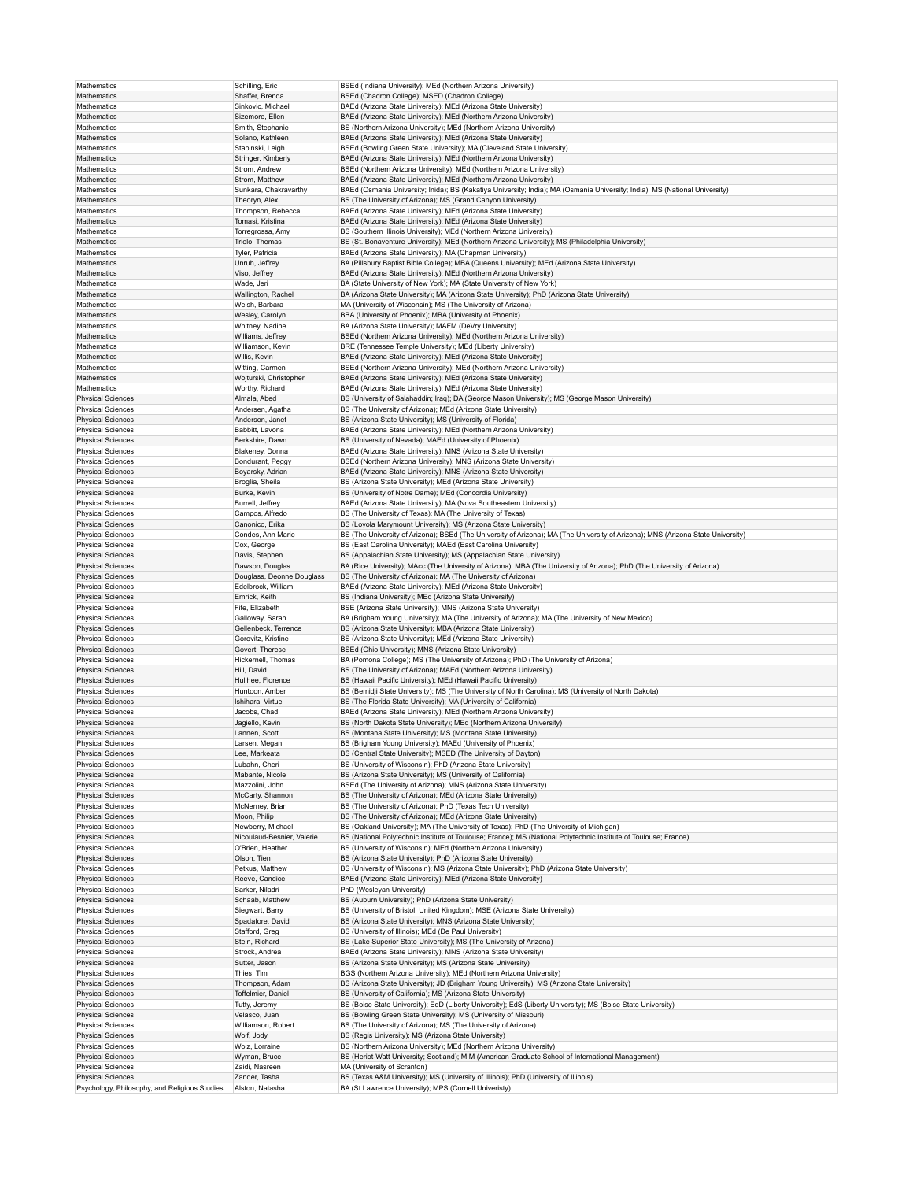| Mathematics | Schilling, Eric | BSEd (Indiana University); MEd (Northern Arizona University) |
|---|---|---|
| Mathematics | Shaffer, Brenda | BSEd (Chadron College); MSED (Chadron College) |
| Mathematics | Sinkovic, Michael | BAEd (Arizona State University); MEd (Arizona State University) |
| Mathematics | Sizemore, Ellen | BAEd (Arizona State University); MEd (Northern Arizona University) |
| Mathematics | Smith, Stephanie | BS (Northern Arizona University); MEd (Northern Arizona University) |
| Mathematics | Solano, Kathleen | BAEd (Arizona State University); MEd (Arizona State University) |
| Mathematics | Stapinski, Leigh | BSEd (Bowling Green State University); MA (Cleveland State University) |
| Mathematics | Stringer, Kimberly | BAEd (Arizona State University); MEd (Northern Arizona University) |
| Mathematics | Strom, Andrew | BSEd (Northern Arizona University); MEd (Northern Arizona University) |
| Mathematics | Strom, Matthew | BAEd (Arizona State University); MEd (Northern Arizona University) |
| Mathematics | Sunkara, Chakravarthy | BAEd (Osmania University; Inida); BS (Kakatiya University; India); MA (Osmania University; India); MS (National University) |
| Mathematics | Theoryn, Alex | BS (The University of Arizona); MS (Grand Canyon University) |
| Mathematics | Thompson, Rebecca | BAEd (Arizona State University); MEd (Arizona State University) |
| Mathematics | Tomasi, Kristina | BAEd (Arizona State University); MEd (Arizona State University) |
| Mathematics | Torregrossa, Amy | BS (Southern Illinois University); MEd (Northern Arizona University) |
| Mathematics | Triolo, Thomas | BS (St. Bonaventure University); MEd (Northern Arizona University); MS (Philadelphia University) |
| Mathematics | Tyler, Patricia | BAEd (Arizona State University); MA (Chapman University) |
| Mathematics | Unruh, Jeffrey | BA (Pillsbury Baptist Bible College); MBA (Queens University); MEd (Arizona State University) |
| Mathematics | Viso, Jeffrey | BAEd (Arizona State University); MEd (Northern Arizona University) |
| Mathematics | Wade, Jeri | BA (State University of New York); MA (State University of New York) |
| Mathematics | Wallington, Rachel | BA (Arizona State University); MA (Arizona State University); PhD (Arizona State University) |
| Mathematics | Welsh, Barbara | MA (University of Wisconsin); MS (The University of Arizona) |
| Mathematics | Wesley, Carolyn | BBA (University of Phoenix); MBA (University of Phoenix) |
| Mathematics | Whitney, Nadine | BA (Arizona State University); MAFM (DeVry University) |
| Mathematics | Williams, Jeffrey | BSEd (Northern Arizona University); MEd (Northern Arizona University) |
| Mathematics | Williamson, Kevin | BRE (Tennessee Temple University); MEd (Liberty University) |
| Mathematics | Willis, Kevin | BAEd (Arizona State University); MEd (Arizona State University) |
| Mathematics | Witting, Carmen | BSEd (Northern Arizona University); MEd (Northern Arizona University) |
| Mathematics | Wojturski, Christopher | BAEd (Arizona State University); MEd (Arizona State University) |
| Mathematics | Worthy, Richard | BAEd (Arizona State University); MEd (Arizona State University) |
| Physical Sciences | Almala, Abed | BS (University of Salahaddin; Iraq); DA (George Mason University); MS (George Mason University) |
| Physical Sciences | Andersen, Agatha | BS (The University of Arizona); MEd (Arizona State University) |
| Physical Sciences | Anderson, Janet | BS (Arizona State University); MS (University of Florida) |
| Physical Sciences | Babbitt, Lavona | BAEd (Arizona State University); MEd (Northern Arizona University) |
| Physical Sciences | Berkshire, Dawn | BS (University of Nevada); MAEd (University of Phoenix) |
| Physical Sciences | Blakeney, Donna | BAEd (Arizona State University); MNS (Arizona State University) |
| Physical Sciences | Bondurant, Peggy | BSEd (Northern Arizona University); MNS (Arizona State University) |
| Physical Sciences | Boyarsky, Adrian | BAEd (Arizona State University); MNS (Arizona State University) |
| Physical Sciences | Broglia, Sheila | BS (Arizona State University); MEd (Arizona State University) |
| Physical Sciences | Burke, Kevin | BS (University of Notre Dame); MEd (Concordia University) |
| Physical Sciences | Burrell, Jeffrey | BAEd (Arizona State University); MA (Nova Southeastern University) |
| Physical Sciences | Campos, Alfredo | BS (The University of Texas); MA (The University of Texas) |
| Physical Sciences | Canonico, Erika | BS (Loyola Marymount University); MS (Arizona State University) |
| Physical Sciences | Condes, Ann Marie | BS (The University of Arizona); BSEd (The University of Arizona); MA (The University of Arizona); MNS (Arizona State University) |
| Physical Sciences | Cox, George | BS (East Carolina University); MAEd (East Carolina University) |
| Physical Sciences | Davis, Stephen | BS (Appalachian State University); MS (Appalachian State University) |
| Physical Sciences | Dawson, Douglas | BA (Rice University); MAcc (The University of Arizona); MBA (The University of Arizona); PhD (The University of Arizona) |
| Physical Sciences | Douglass, Deonne Douglass | BS (The University of Arizona); MA (The University of Arizona) |
| Physical Sciences | Edelbrock, William | BAEd (Arizona State University); MEd (Arizona State University) |
| Physical Sciences | Emrick, Keith | BS (Indiana University); MEd (Arizona State University) |
| Physical Sciences | Fife, Elizabeth | BSE (Arizona State University); MNS (Arizona State University) |
| Physical Sciences | Galloway, Sarah | BA (Brigham Young University); MA (The University of Arizona); MA (The University of New Mexico) |
| Physical Sciences | Gellenbeck, Terrence | BS (Arizona State University); MBA (Arizona State University) |
| Physical Sciences | Gorovitz, Kristine | BS (Arizona State University); MEd (Arizona State University) |
| Physical Sciences | Govert, Therese | BSEd (Ohio University); MNS (Arizona State University) |
| Physical Sciences | Hickernell, Thomas | BA (Pomona College); MS (The University of Arizona); PhD (The University of Arizona) |
| Physical Sciences | Hill, David | BS (The University of Arizona); MAEd (Northern Arizona University) |
| Physical Sciences | Hulihee, Florence | BS (Hawaii Pacific University); MEd (Hawaii Pacific University) |
| Physical Sciences | Huntoon, Amber | BS (Bemidji State University); MS (The University of North Carolina); MS (University of North Dakota) |
| Physical Sciences | Ishihara, Virtue | BS (The Florida State University); MA (University of California) |
| Physical Sciences | Jacobs, Chad | BAEd (Arizona State University); MEd (Northern Arizona University) |
| Physical Sciences | Jagiello, Kevin | BS (North Dakota State University); MEd (Northern Arizona University) |
| Physical Sciences | Lannen, Scott | BS (Montana State University); MS (Montana State University) |
| Physical Sciences | Larsen, Megan | BS (Brigham Young University); MAEd (University of Phoenix) |
| Physical Sciences | Lee, Markeata | BS (Central State University); MSED (The University of Dayton) |
| Physical Sciences | Lubahn, Cheri | BS (University of Wisconsin); PhD (Arizona State University) |
| Physical Sciences | Mabante, Nicole | BS (Arizona State University); MS (University of California) |
| Physical Sciences | Mazzolini, John | BSEd (The University of Arizona); MNS (Arizona State University) |
| Physical Sciences | McCarty, Shannon | BS (The University of Arizona); MEd (Arizona State University) |
| Physical Sciences | McNerney, Brian | BS (The University of Arizona); PhD (Texas Tech University) |
| Physical Sciences | Moon, Philip | BS (The University of Arizona); MEd (Arizona State University) |
| Physical Sciences | Newberry, Michael | BS (Oakland University); MA (The University of Texas); PhD (The University of Michigan) |
| Physical Sciences | Nicoulaud-Besnier, Valerie | BS (National Polytechnic Institute of Toulouse; France); MS (National Polytechnic Institute of Toulouse; France) |
| Physical Sciences | O'Brien, Heather | BS (University of Wisconsin); MEd (Northern Arizona University) |
| Physical Sciences | Olson, Tien | BS (Arizona State University); PhD (Arizona State University) |
| Physical Sciences | Petkus, Matthew | BS (University of Wisconsin); MS (Arizona State University); PhD (Arizona State University) |
| Physical Sciences | Reeve, Candice | BAEd (Arizona State University); MEd (Arizona State University) |
| Physical Sciences | Sarker, Niladri | PhD (Wesleyan University) |
| Physical Sciences | Schaab, Matthew | BS (Auburn University); PhD (Arizona State University) |
| Physical Sciences | Siegwart, Barry | BS (University of Bristol; United Kingdom); MSE (Arizona State University) |
| Physical Sciences | Spadafore, David | BS (Arizona State University); MNS (Arizona State University) |
| Physical Sciences | Stafford, Greg | BS (University of Illinois); MEd (De Paul University) |
| Physical Sciences | Stein, Richard | BS (Lake Superior State University); MS (The University of Arizona) |
| Physical Sciences | Strock, Andrea | BAEd (Arizona State University); MNS (Arizona State University) |
| Physical Sciences | Sutter, Jason | BS (Arizona State University); MS (Arizona State University) |
| Physical Sciences | Thies, Tim | BGS (Northern Arizona University); MEd (Northern Arizona University) |
| Physical Sciences | Thompson, Adam | BS (Arizona State University); JD (Brigham Young University); MS (Arizona State University) |
| Physical Sciences | Toffelmier, Daniel | BS (University of California); MS (Arizona State University) |
| Physical Sciences | Tutty, Jeremy | BS (Boise State University); EdD (Liberty University); EdS (Liberty University); MS (Boise State University) |
| Physical Sciences | Velasco, Juan | BS (Bowling Green State University); MS (University of Missouri) |
| Physical Sciences | Williamson, Robert | BS (The University of Arizona); MS (The University of Arizona) |
| Physical Sciences | Wolf, Jody | BS (Regis University); MS (Arizona State University) |
| Physical Sciences | Wolz, Lorraine | BS (Northern Arizona University); MEd (Northern Arizona University) |
| Physical Sciences | Wyman, Bruce | BS (Heriot-Watt University; Scotland); MIM (American Graduate School of International Management) |
| Physical Sciences | Zaidi, Nasreen | MA (University of Scranton) |
| Physical Sciences | Zander, Tasha | BS (Texas A&M University); MS (University of Illinois); PhD (University of Illinois) |
| Psychology, Philosophy, and Religious Studies | Alston, Natasha | BA (St.Lawrence University); MPS (Cornell Univeristy) |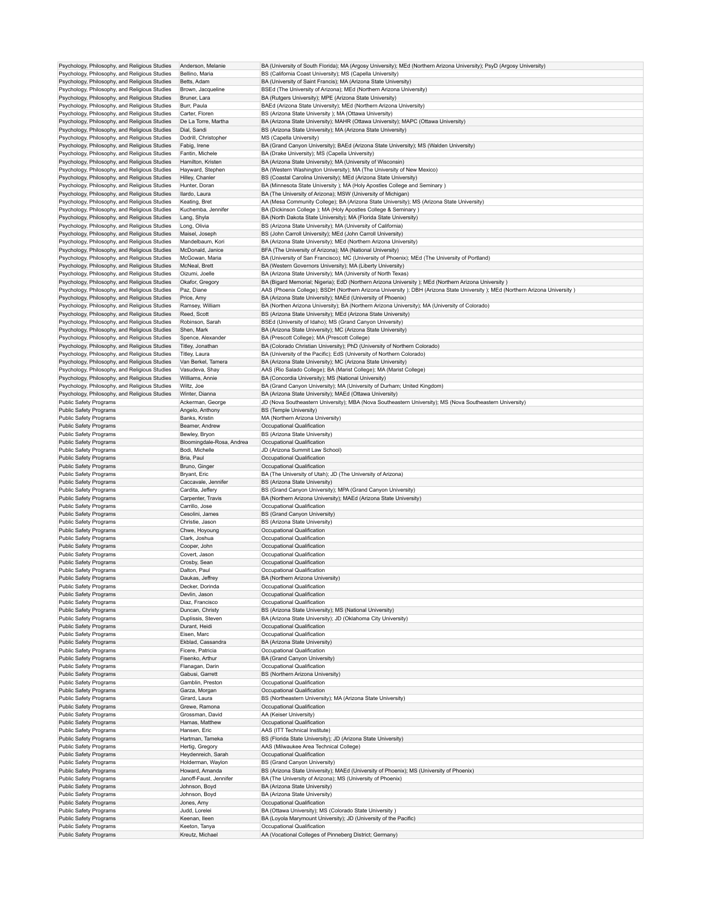| | | |
|---|---|---|
| Psychology, Philosophy, and Religious Studies | Anderson, Melanie | BA (University of South Florida); MA (Argosy University); MEd (Northern Arizona University); PsyD (Argosy University) |
| Psychology, Philosophy, and Religious Studies | Bellino, Maria | BS (California Coast University); MS (Capella University) |
| Psychology, Philosophy, and Religious Studies | Betts, Adam | BA (University of Saint Francis); MA (Arizona State University) |
| Psychology, Philosophy, and Religious Studies | Brown, Jacqueline | BSEd (The University of Arizona); MEd (Northern Arizona University) |
| Psychology, Philosophy, and Religious Studies | Bruner, Lara | BA (Rutgers University); MPE (Arizona State University) |
| Psychology, Philosophy, and Religious Studies | Burr, Paula | BAEd (Arizona State University); MEd (Northern Arizona University) |
| Psychology, Philosophy, and Religious Studies | Carter, Floren | BS (Arizona State University ); MA (Ottawa University) |
| Psychology, Philosophy, and Religious Studies | De La Torre, Martha | BA (Arizona State University); MAHR (Ottawa University); MAPC (Ottawa University) |
| Psychology, Philosophy, and Religious Studies | Dial, Sandi | BS (Arizona State University); MA (Arizona State University) |
| Psychology, Philosophy, and Religious Studies | Dodrill, Christopher | MS (Capella University) |
| Psychology, Philosophy, and Religious Studies | Fabig, Irene | BA (Grand Canyon University); BAEd (Arizona State University); MS (Walden University) |
| Psychology, Philosophy, and Religious Studies | Fantin, Michele | BA (Drake University); MS (Capella University) |
| Psychology, Philosophy, and Religious Studies | Hamilton, Kristen | BA (Arizona State University); MA (University of Wisconsin) |
| Psychology, Philosophy, and Religious Studies | Hayward, Stephen | BA (Western Washington University); MA (The University of New Mexico) |
| Psychology, Philosophy, and Religious Studies | Hilley, Chanler | BS (Coastal Carolina University); MEd (Arizona State University) |
| Psychology, Philosophy, and Religious Studies | Hunter, Doran | BA (Minnesota State University ); MA (Holy Apostles College and Seminary ) |
| Psychology, Philosophy, and Religious Studies | Ilardo, Laura | BA (The University of Arizona); MSW (University of Michigan) |
| Psychology, Philosophy, and Religious Studies | Keating, Bret | AA (Mesa Community College); BA (Arizona State University); MS (Arizona State University) |
| Psychology, Philosophy, and Religious Studies | Kuchemba, Jennifer | BA (Dickinson College ); MA (Holy Apostles College & Seminary ) |
| Psychology, Philosophy, and Religious Studies | Lang, Shyla | BA (North Dakota State University); MA (Florida State University) |
| Psychology, Philosophy, and Religious Studies | Long, Olivia | BS (Arizona State University); MA (University of California) |
| Psychology, Philosophy, and Religious Studies | Maisel, Joseph | BS (John Carroll University); MEd (John Carroll University) |
| Psychology, Philosophy, and Religious Studies | Mandelbaum, Kori | BA (Arizona State University); MEd (Northern Arizona University) |
| Psychology, Philosophy, and Religious Studies | McDonald, Janice | BFA (The University of Arizona); MA (National University) |
| Psychology, Philosophy, and Religious Studies | McGowan, Maria | BA (University of San Francisco); MC (University of Phoenix); MEd (The University of Portland) |
| Psychology, Philosophy, and Religious Studies | McNeal, Brett | BA (Western Governors University); MA (Liberty University) |
| Psychology, Philosophy, and Religious Studies | Oizumi, Joelle | BA (Arizona State University); MA (University of North Texas) |
| Psychology, Philosophy, and Religious Studies | Okafor, Gregory | BA (Bigard Memorial; Nigeria); EdD (Northern Arizona University ); MEd (Northern Arizona University ) |
| Psychology, Philosophy, and Religious Studies | Paz, Diane | AAS (Phoenix College); BSDH (Northern Arizona University ); DBH (Arizona State University ); MEd (Northern Arizona University ) |
| Psychology, Philosophy, and Religious Studies | Price, Amy | BA (Arizona State University); MAEd (University of Phoenix) |
| Psychology, Philosophy, and Religious Studies | Ramsey, William | BA (Northen Arizona University); BA (Northern Arizona University); MA (University of Colorado) |
| Psychology, Philosophy, and Religious Studies | Reed, Scott | BS (Arizona State University); MEd (Arizona State University) |
| Psychology, Philosophy, and Religious Studies | Robinson, Sarah | BSEd (University of Idaho); MS (Grand Canyon University) |
| Psychology, Philosophy, and Religious Studies | Shen, Mark | BA (Arizona State University); MC (Arizona State University) |
| Psychology, Philosophy, and Religious Studies | Spence, Alexander | BA (Prescott College); MA (Prescott College) |
| Psychology, Philosophy, and Religious Studies | Titley, Jonathan | BA (Colorado Christian University); PhD (University of Northern Colorado) |
| Psychology, Philosophy, and Religious Studies | Titley, Laura | BA (University of the Pacific); EdS (University of Northern Colorado) |
| Psychology, Philosophy, and Religious Studies | Van Berkel, Tamera | BA (Arizona State University); MC (Arizona State University) |
| Psychology, Philosophy, and Religious Studies | Vasudeva, Shay | AAS (Rio Salado College); BA (Marist College); MA (Marist College) |
| Psychology, Philosophy, and Religious Studies | Williams, Annie | BA (Concordia University); MS (National University) |
| Psychology, Philosophy, and Religious Studies | Wiltz, Joe | BA (Grand Canyon University); MA (University of Durham; United Kingdom) |
| Psychology, Philosophy, and Religious Studies | Winter, Dianna | BA (Arizona State University); MAEd (Ottawa University) |
| Public Safety Programs | Ackerman, George | JD (Nova Southeastern University); MBA (Nova Southeastern University); MS (Nova Southeastern University) |
| Public Safety Programs | Angelo, Anthony | BS (Temple University) |
| Public Safety Programs | Banks, Kristin | MA (Northern Arizona University) |
| Public Safety Programs | Beamer, Andrew | Occupational Qualification |
| Public Safety Programs | Bewley, Bryon | BS (Arizona State University) |
| Public Safety Programs | Bloomingdale-Rosa, Andrea | Occupational Qualification |
| Public Safety Programs | Bodi, Michelle | JD (Arizona Summit Law School) |
| Public Safety Programs | Bria, Paul | Occupational Qualification |
| Public Safety Programs | Bruno, Ginger | Occupational Qualification |
| Public Safety Programs | Bryant, Eric | BA (The University of Utah); JD (The University of Arizona) |
| Public Safety Programs | Caccavale, Jennifer | BS (Arizona State University) |
| Public Safety Programs | Cardita, Jeffery | BS (Grand Canyon University); MPA (Grand Canyon University) |
| Public Safety Programs | Carpenter, Travis | BA (Northern Arizona University); MAEd (Arizona State University) |
| Public Safety Programs | Carrillo, Jose | Occupational Qualification |
| Public Safety Programs | Cesolini, James | BS (Grand Canyon University) |
| Public Safety Programs | Christie, Jason | BS (Arizona State University) |
| Public Safety Programs | Chwe, Hoyoung | Occupational Qualification |
| Public Safety Programs | Clark, Joshua | Occupational Qualification |
| Public Safety Programs | Cooper, John | Occupational Qualification |
| Public Safety Programs | Covert, Jason | Occupational Qualification |
| Public Safety Programs | Crosby, Sean | Occupational Qualification |
| Public Safety Programs | Dalton, Paul | Occupational Qualification |
| Public Safety Programs | Daukas, Jeffrey | BA (Northern Arizona University) |
| Public Safety Programs | Decker, Dorinda | Occupational Qualification |
| Public Safety Programs | Devlin, Jason | Occupational Qualification |
| Public Safety Programs | Diaz, Francisco | Occupational Qualification |
| Public Safety Programs | Duncan, Christy | BS (Arizona State University); MS (National University) |
| Public Safety Programs | Duplissis, Steven | BA (Arizona State University); JD (Oklahoma City University) |
| Public Safety Programs | Durant, Heidi | Occupational Qualification |
| Public Safety Programs | Eisen, Marc | Occupational Qualification |
| Public Safety Programs | Ekblad, Cassandra | BA (Arizona State University) |
| Public Safety Programs | Ficere, Patricia | Occupational Qualification |
| Public Safety Programs | Fisenko, Arthur | BA (Grand Canyon University) |
| Public Safety Programs | Flanagan, Darin | Occupational Qualification |
| Public Safety Programs | Gabusi, Garrett | BS (Northern Arizona University) |
| Public Safety Programs | Gamblin, Preston | Occupational Qualification |
| Public Safety Programs | Garza, Morgan | Occupational Qualification |
| Public Safety Programs | Girard, Laura | BS (Northeastern University); MA (Arizona State University) |
| Public Safety Programs | Grewe, Ramona | Occupational Qualification |
| Public Safety Programs | Grossman, David | AA (Keiser University) |
| Public Safety Programs | Hamas, Matthew | Occupational Qualification |
| Public Safety Programs | Hansen, Eric | AAS (ITT Technical Institute) |
| Public Safety Programs | Hartman, Tameka | BS (Florida State University); JD (Arizona State University) |
| Public Safety Programs | Hertig, Gregory | AAS (Milwaukee Area Technical College) |
| Public Safety Programs | Heydenreich, Sarah | Occupational Qualification |
| Public Safety Programs | Holderman, Waylon | BS (Grand Canyon University) |
| Public Safety Programs | Howard, Amanda | BS (Arizona State University); MAEd (University of Phoenix); MS (University of Phoenix) |
| Public Safety Programs | Janoff-Faust, Jennifer | BA (The University of Arizona); MS (University of Phoenix) |
| Public Safety Programs | Johnson, Boyd | BA (Arizona State University) |
| Public Safety Programs | Johnson, Boyd | BA (Arizona State University) |
| Public Safety Programs | Jones, Amy | Occupational Qualification |
| Public Safety Programs | Judd, Lorelei | BA (Ottawa University); MS (Colorado State University ) |
| Public Safety Programs | Keenan, Ileen | BA (Loyola Marymount University); JD (University of the Pacific) |
| Public Safety Programs | Keeton, Tanya | Occupational Qualification |
| Public Safety Programs | Kreutz, Michael | AA (Vocational Colleges of Pinneberg District; Germany) |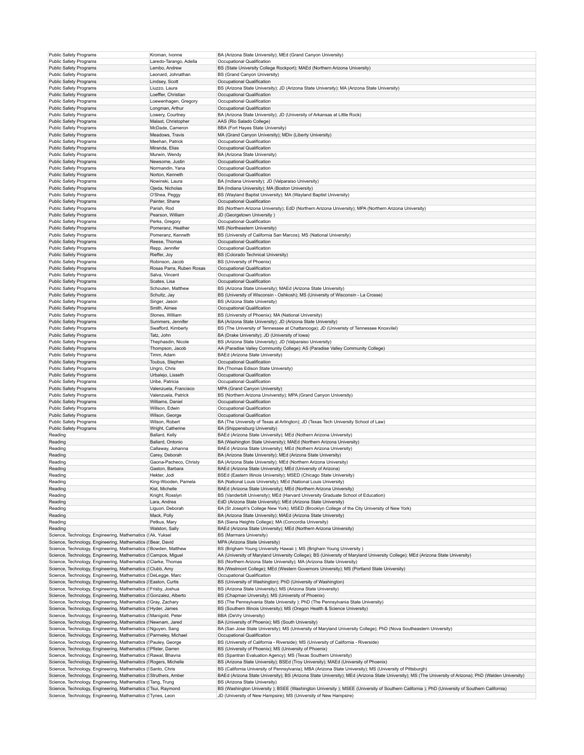| | | |
|---|---|---|
| Public Safety Programs | Kroman, Ivonne | BA (Arizona State University); MEd (Grand Canyon University) |
| Public Safety Programs | Laredo-Tarango, Adella | Occupational Qualification |
| Public Safety Programs | Lembo, Andrew | BS (State University College Rockport); MAEd (Northern Arizona University) |
| Public Safety Programs | Leonard, Johnathan | BS (Grand Canyon University) |
| Public Safety Programs | Lindsey, Scott | Occupational Qualification |
| Public Safety Programs | Liuzzo, Laura | BS (Arizona State University); JD (Arizona State University); MA (Arizona State University) |
| Public Safety Programs | Loeffler, Christian | Occupational Qualification |
| Public Safety Programs | Loewenhagen, Gregory | Occupational Qualification |
| Public Safety Programs | Longman, Arthur | Occupational Qualification |
| Public Safety Programs | Lowery, Courtney | BA (Arizona State University); JD (University of Arkansas at Little Rock) |
| Public Safety Programs | Malast, Christopher | AAS (Rio Salado College) |
| Public Safety Programs | McDade, Cameron | BBA (Fort Hayes State University) |
| Public Safety Programs | Meadows, Travis | MA (Grand Canyon University); MDiv (Liberty University) |
| Public Safety Programs | Meehan, Patrick | Occupational Qualification |
| Public Safety Programs | Miranda, Elias | Occupational Qualification |
| Public Safety Programs | Murwin, Wendy | BA (Arizona State University) |
| Public Safety Programs | Newsome, Justin | Occupational Qualification |
| Public Safety Programs | Normandin, Yana | Occupational Qualification |
| Public Safety Programs | Norton, Kenneth | Occupational Qualification |
| Public Safety Programs | Nowinski, Laura | BA (Indiana University); JD (Valparaiso University) |
| Public Safety Programs | Ojeda, Nicholas | BA (Indiana University); MA (Boston University) |
| Public Safety Programs | O'Shea, Peggy | BS (Wayland Baptist University); MA (Wayland Baptist University) |
| Public Safety Programs | Painter, Shane | Occupational Qualification |
| Public Safety Programs | Parish, Rod | BS (Northern Arizona University); EdD (Northern Arizona University); MPA (Northern Arizona University) |
| Public Safety Programs | Pearson, William | JD (Georgetown University ) |
| Public Safety Programs | Perks, Gregory | Occupational Qualification |
| Public Safety Programs | Pomeranz, Heather | MS (Northeastern University) |
| Public Safety Programs | Pomeranz, Kenneth | BS (University of California San Marcos); MS (National University) |
| Public Safety Programs | Reese, Thomas | Occupational Qualification |
| Public Safety Programs | Repp, Jennifer | Occupational Qualification |
| Public Safety Programs | Rieffer, Joy | BS (Colorado Technical University) |
| Public Safety Programs | Robinson, Jacob | BS (University of Phoenix) |
| Public Safety Programs | Rosas Parra, Ruben Rosas | Occupational Qualification |
| Public Safety Programs | Salva, Vincent | Occupational Qualification |
| Public Safety Programs | Scates, Lisa | Occupational Qualification |
| Public Safety Programs | Schouten, Matthew | BS (Arizona State University); MAEd (Arizona State University) |
| Public Safety Programs | Schultz, Jay | BS (University of Wisconsin - Oshkosh); MS (University of Wisconsin - La Crosse) |
| Public Safety Programs | Singer, Jason | BS (Arizona State University) |
| Public Safety Programs | Smith, Aimee | Occupational Qualification |
| Public Safety Programs | Stones, William | BS (University of Phoenix); MA (National University) |
| Public Safety Programs | Summers, Jennifer | BA (Arizona State University); JD (Arizona State University) |
| Public Safety Programs | Swafford, Kimberly | BS (The University of Tennessee at Chattanooga); JD (Univeristy of Tennessee Knoxvilel) |
| Public Safety Programs | Tatz, John | BA (Drake University); JD (University of Iowa) |
| Public Safety Programs | Thephasdin, Nicole | BS (Arizona State University); JD (Valparaiso University) |
| Public Safety Programs | Thompson, Jacob | AA (Paradise Valley Community College); AS (Paradise Valley Community College) |
| Public Safety Programs | Timm, Adam | BAEd (Arizona State University) |
| Public Safety Programs | Toubus, Stephen | Occupational Qualification |
| Public Safety Programs | Ungro, Chris | BA (Thomas Edison State University) |
| Public Safety Programs | Urbalejo, Lisseth | Occupational Qualification |
| Public Safety Programs | Uribe, Patricia | Occupational Qualification |
| Public Safety Programs | Valenzuela, Francisco | MPA (Grand Canyon University) |
| Public Safety Programs | Valenzuela, Patrick | BS (Northern Arizona Unviverstiy); MPA (Grand Canyon University) |
| Public Safety Programs | Williams, Daniel | Occupational Qualification |
| Public Safety Programs | Willson, Edwin | Occupational Qualification |
| Public Safety Programs | Wilson, George | Occupational Qualification |
| Public Safety Programs | Wilson, Robert | BA (The University of Texas at Arlington); JD (Texas Tech University School of Law) |
| Public Safety Programs | Wright, Catherine | BA (Shippensburg University) |
| Reading | Ballard, Kelly | BAEd (Arizona State University); MEd (Nothern Arizona University) |
| Reading | Ballard, Ontonio | BA (Washington State University); MAEd (Northern Arizona University) |
| Reading | Callaway, Johanna | BAEd (Arizona State University); MEd (Nothern Arizona University) |
| Reading | Carey, Deborah | BA (Arizona State University); MEd (Arizona State University) |
| Reading | Gaona-Pacheco, Christy | BA (Arizona State University); MEd (Northern Arizona University) |
| Reading | Gaston, Barbara | BAEd (Arizona State University); MEd (University of Arizona) |
| Reading | Hekter, Jodi | BSEd (Eastern Illinois University); MSED (Chicago State University) |
| Reading | King-Wooden, Pamela | BA (National Louis University); MEd (National Louis University) |
| Reading | Kist, Michelle | BAEd (Arizona State University); MEd (Northern Arizona University) |
| Reading | Knight, Rosslyn | BS (Vanderbilt University); MEd (Harvard University Graduate School of Education) |
| Reading | Lara, Andrea | EdD (Arizona State University); MEd (Arizona State University) |
| Reading | Liguori, Deborah | BA (St Joseph's College New York); MSED (Brooklyn College of the City University of New York) |
| Reading | Mack, Polly | BA (Arizona State University); MAEd (Arizona State University) |
| Reading | Petkus, Mary | BA (Siena Heights College); MA (Concordia University) |
| Reading | Walston, Sally | BAEd (Arizona State University); MEd (Northern Arizona University) |
| Science, Technology, Engineering, Mathematics (S | Ak, Yuksel | BS (Marmara University) |
| Science, Technology, Engineering, Mathematics (S | Bear, David | MPA (Arizona State University) |
| Science, Technology, Engineering, Mathematics (S | Bowden, Matthew | BS (Brigham Young University Hawaii ); MS (Brigham Young University ) |
| Science, Technology, Engineering, Mathematics (S | Campos, Miguel | AA (University of Maryland University College); BS (University of Maryland University College); MEd (Arizona State University) |
| Science, Technology, Engineering, Mathematics (S | Clarke, Thomas | BS (Northern Arizona State University); MA (Arizona State University) |
| Science, Technology, Engineering, Mathematics (S | Clubb, Amy | BA (Westmont College); MEd (Western Governors University); MS (Portland State University) |
| Science, Technology, Engineering, Mathematics (S | DeLegge, Marc | Occupational Qualification |
| Science, Technology, Engineering, Mathematics (S | Easton, Curtis | BS (University of Washington); PhD (University of Washington) |
| Science, Technology, Engineering, Mathematics (S | Frisby, Joshua | BS (Arizona State University); MS (Arizona State University) |
| Science, Technology, Engineering, Mathematics (S | Gonzalez, Alberto | BS (Chapman University); MS (University of Phoenix) |
| Science, Technology, Engineering, Mathematics (S | Gray, Zachary | BS (The Pennsylvania State University ); PhD (The Pennsylvania State University) |
| Science, Technology, Engineering, Mathematics (S | Hyder, James | BS (Southern Illinois University); MS (Oregon Health & Science University) |
| Science, Technology, Engineering, Mathematics (S | Manigold, Peter | BBA (DeVry University) |
| Science, Technology, Engineering, Mathematics (S | Newnam, Jared | BA (University of Phoenix); MS (South University) |
| Science, Technology, Engineering, Mathematics (S | Nguyen, Sang | BA (San Jose State University); MS (University of Maryland University College); PhD (Nova Southeastern University) |
| Science, Technology, Engineering, Mathematics (S | Parmeley, Michael | Occupational Qualification |
| Science, Technology, Engineering, Mathematics (S | Pauley, George | BS (University of California - Riverside); MS (University of California - Riverside) |
| Science, Technology, Engineering, Mathematics (S | Pfister, Darren | BS (University of Phoenix); MS (University of Phoenix) |
| Science, Technology, Engineering, Mathematics (S | Rawal, Bhavna | BS (Spantran Evaluation Agency); MS (Texas Southern University) |
| Science, Technology, Engineering, Mathematics (S | Rogers, Michelle | BS (Arizona State University); BSEd (Troy University); MAEd (University of Phoenix) |
| Science, Technology, Engineering, Mathematics (S | Santo, Chris | BS (California University of Pennsylvania); MBA (Arizona State University); MS (University of Pittsburgh) |
| Science, Technology, Engineering, Mathematics (S | Struthers, Amber | BAEd (Arizona State University); BS (Arizona State University); MEd (Arizona State University); MS (The University of Arizona); PhD (Walden University) |
| Science, Technology, Engineering, Mathematics (S | Tang, Trung | BS (Arizona State University) |
| Science, Technology, Engineering, Mathematics (S | Tsui, Raymond | BS (Washington University ); BSEE (Washington University ); MSEE (University of Southern California ); PhD (University of Southern California) |
| Science, Technology, Engineering, Mathematics (S | Tynes, Leon | JD (University of New Hampsire); MS (University of New Hampsire) |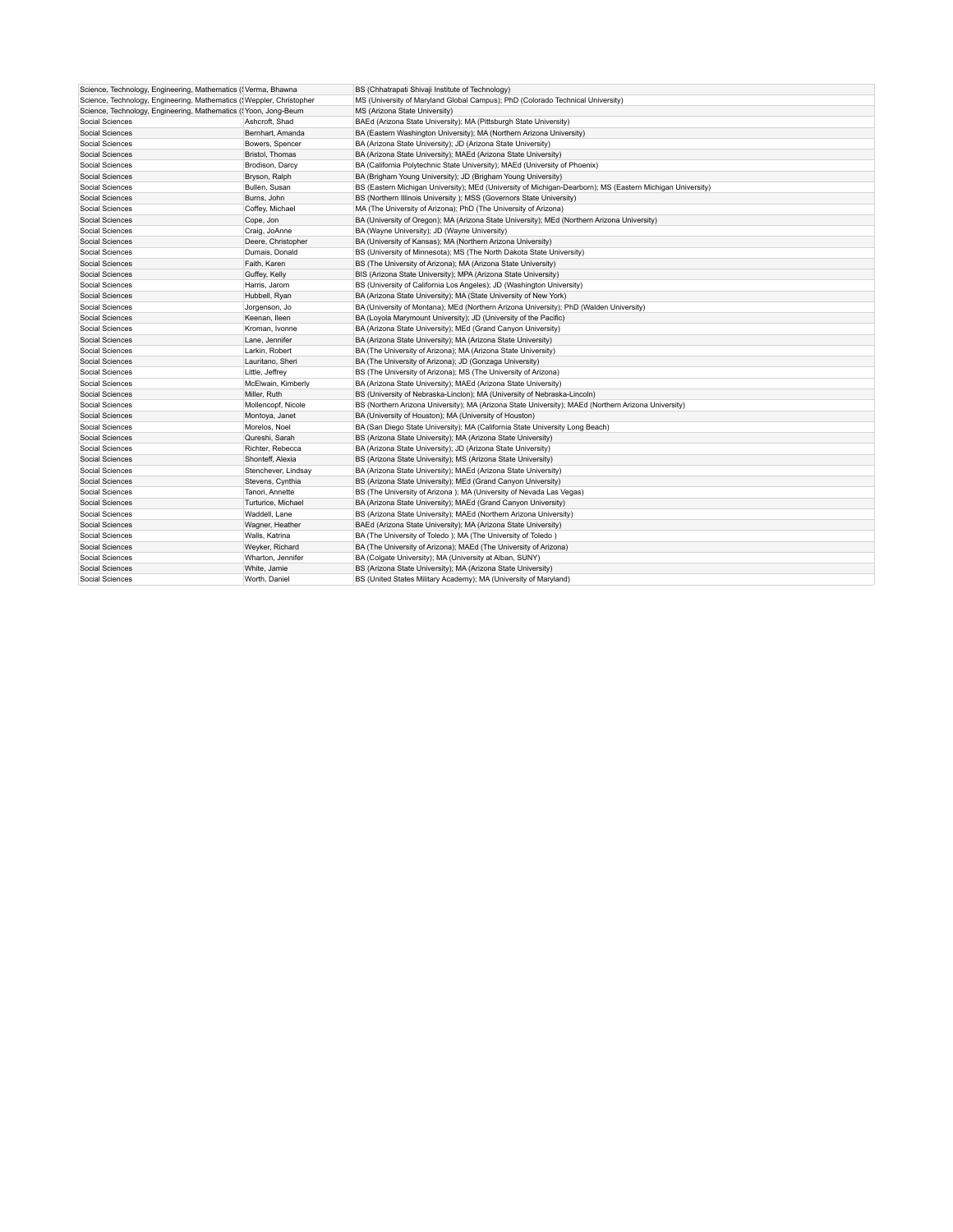| | | |
|---|---|---|
| Science, Technology, Engineering, Mathematics (S | Verma, Bhawna | BS (Chhatrapati Shivaji Institute of Technology) |
| Science, Technology, Engineering, Mathematics (S | Weppler, Christopher | MS (University of Maryland Global Campus); PhD (Colorado Technical University) |
| Science, Technology, Engineering, Mathematics (S | Yoon, Jong-Beum | MS (Arizona State University) |
| Social Sciences | Ashcroft, Shad | BAEd (Arizona State University); MA (Pittsburgh State University) |
| Social Sciences | Bernhart, Amanda | BA (Eastern Washington University); MA (Northern Arizona University) |
| Social Sciences | Bowers, Spencer | BA (Arizona State University); JD (Arizona State University) |
| Social Sciences | Bristol, Thomas | BA (Arizona State University); MAEd (Arizona State University) |
| Social Sciences | Brodison, Darcy | BA (California Polytechnic State University); MAEd (University of Phoenix) |
| Social Sciences | Bryson, Ralph | BA (Brigham Young University); JD (Brigham Young University) |
| Social Sciences | Bullen, Susan | BS (Eastern Michigan University); MEd (University of Michigan-Dearborn); MS (Eastern Michigan University) |
| Social Sciences | Burns, John | BS (Northern Illinois University ); MSS (Governors State University) |
| Social Sciences | Coffey, Michael | MA (The University of Arizona); PhD (The University of Arizona) |
| Social Sciences | Cope, Jon | BA (University of Oregon); MA (Arizona State University); MEd (Northern Arizona University) |
| Social Sciences | Craig, JoAnne | BA (Wayne University); JD (Wayne University) |
| Social Sciences | Deere, Christopher | BA (University of Kansas); MA (Northern Arizona University) |
| Social Sciences | Dumais, Donald | BS (University of Minnesota); MS (The North Dakota State University) |
| Social Sciences | Faith, Karen | BS (The University of Arizona); MA (Arizona State University) |
| Social Sciences | Guffey, Kelly | BIS (Arizona State University); MPA (Arizona State University) |
| Social Sciences | Harris, Jarom | BS (University of California Los Angeles); JD (Washington University) |
| Social Sciences | Hubbell, Ryan | BA (Arizona State University); MA (State University of New York) |
| Social Sciences | Jorgenson, Jo | BA (University of Montana); MEd (Northern Arizona University); PhD (Walden University) |
| Social Sciences | Keenan, Ileen | BA (Loyola Marymount University); JD (University of the Pacific) |
| Social Sciences | Kroman, Ivonne | BA (Arizona State University); MEd (Grand Canyon University) |
| Social Sciences | Lane, Jennifer | BA (Arizona State University); MA (Arizona State University) |
| Social Sciences | Larkin, Robert | BA (The University of Arizona); MA (Arizona State University) |
| Social Sciences | Lauritano, Sheri | BA (The University of Arizona); JD (Gonzaga University) |
| Social Sciences | Little, Jeffrey | BS (The University of Arizona); MS (The University of Arizona) |
| Social Sciences | McElwain, Kimberly | BA (Arizona State University); MAEd (Arizona State University) |
| Social Sciences | Miller, Ruth | BS (University of Nebraska-Linclon); MA (University of Nebraska-Lincoln) |
| Social Sciences | Mollencopf, Nicole | BS (Northern Arizona University); MA (Arizona State University); MAEd (Northern Arizona University) |
| Social Sciences | Montoya, Janet | BA (University of Houston); MA (University of Houston) |
| Social Sciences | Morelos, Noel | BA (San Diego State University); MA (California State University Long Beach) |
| Social Sciences | Qureshi, Sarah | BS (Arizona State University); MA (Arizona State University) |
| Social Sciences | Richter, Rebecca | BA (Arizona State University); JD (Arizona State University) |
| Social Sciences | Shonteff, Alexia | BS (Arizona State University); MS (Arizona State University) |
| Social Sciences | Stenchever, Lindsay | BA (Arizona State University); MAEd (Arizona State University) |
| Social Sciences | Stevens, Cynthia | BS (Arizona State University); MEd (Grand Canyon University) |
| Social Sciences | Tanori, Annette | BS (The University of Arizona ); MA (University of Nevada Las Vegas) |
| Social Sciences | Turturice, Michael | BA (Arizona State University); MAEd (Grand Canyon University) |
| Social Sciences | Waddell, Lane | BS (Arizona State University); MAEd (Northern Arizona University) |
| Social Sciences | Wagner, Heather | BAEd (Arizona State University); MA (Arizona State University) |
| Social Sciences | Walls, Katrina | BA (The University of Toledo ); MA (The University of Toledo ) |
| Social Sciences | Weyker, Richard | BA (The University of Arizona); MAEd (The University of Arizona) |
| Social Sciences | Wharton, Jennifer | BA (Colgate University); MA (University at Alban, SUNY) |
| Social Sciences | White, Jamie | BS (Arizona State University); MA (Arizona State University) |
| Social Sciences | Worth, Daniel | BS (United States Military Academy); MA (University of Maryland) |